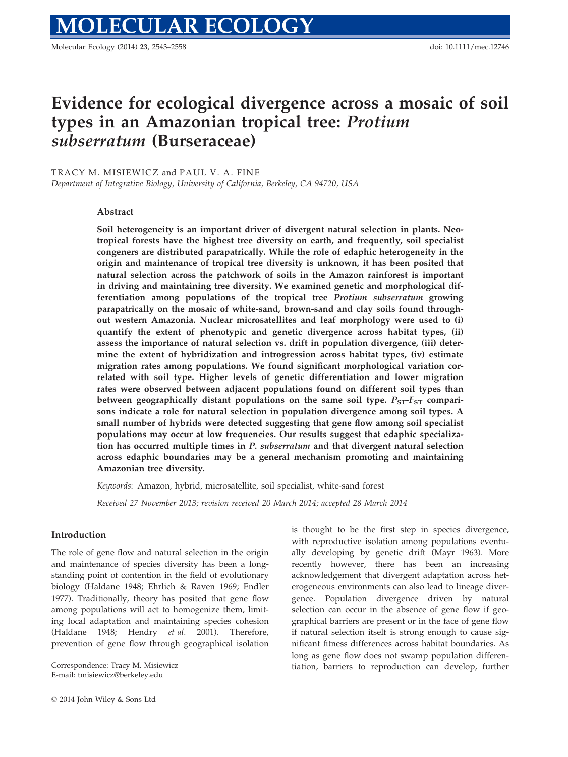# Evidence for ecological divergence across a mosaic of soil types in an Amazonian tropical tree: *Protium subserratum* (Burseraceae)

TRACY M. MISIEWICZ and PAUL V. A. FINE

*Department of Integrative Biology, University of California, Berkeley, CA 94720, USA*

## Abstract

**Soil heterogeneity is an important driver of divergent natural selection in plants. Neotropical forests have the highest tree diversity on earth, and frequently, soil specialist congeners are distributed parapatrically. While the role of edaphic heterogeneity in the origin and maintenance of tropical tree diversity is unknown, it has been posited that natural selection across the patchwork of soils in the Amazon rainforest is important in driving and maintaining tree diversity. We examined genetic and morphological differentiation among populations of the tropical tree *Protium subserratum* growing parapatrically on the mosaic of white-sand, brown-sand and clay soils found throughout western Amazonia. Nuclear microsatellites and leaf morphology were used to (i) quantify the extent of phenotypic and genetic divergence across habitat types, (ii) assess the importance of natural selection vs. drift in population divergence, (iii) determine the extent of hybridization and introgression across habitat types, (iv) estimate migration rates among populations. We found significant morphological variation correlated with soil type. Higher levels of genetic differentiation and lower migration rates were observed between adjacent populations found on different soil types than between geographically distant populations on the same soil type. $P_{ST}$-$F_{ST}$ comparisons indicate a role for natural selection in population divergence among soil types. A small number of hybrids were detected suggesting that gene flow among soil specialist populations may occur at low frequencies. Our results suggest that edaphic specialization has occurred multiple times in *P. subserratum* and that divergent natural selection across edaphic boundaries may be a general mechanism promoting and maintaining Amazonian tree diversity.**

*Keywords*: Amazon, hybrid, microsatellite, soil specialist, white-sand forest

*Received 27 November 2013; revision received 20 March 2014; accepted 28 March 2014*

## Introduction

The role of gene flow and natural selection in the origin and maintenance of species diversity has been a longstanding point of contention in the field of evolutionary biology (Haldane 1948; Ehrlich & Raven 1969; Endler 1977). Traditionally, theory has posited that gene flow among populations will act to homogenize them, limiting local adaptation and maintaining species cohesion (Haldane 1948; Hendry *et al.* 2001). Therefore, prevention of gene flow through geographical isolation is thought to be the first step in species divergence, with reproductive isolation among populations eventually developing by genetic drift (Mayr 1963). More recently however, there has been an increasing acknowledgement that divergent adaptation across heterogeneous environments can also lead to lineage divergence. Population divergence driven by natural selection can occur in the absence of gene flow if geographical barriers are present or in the face of gene flow if natural selection itself is strong enough to cause significant fitness differences across habitat boundaries. As long as gene flow does not swamp population differentiation, barriers to reproduction can develop, further

Correspondence: Tracy M. Misiewicz
E-mail: tmisiewicz@berkeley.edu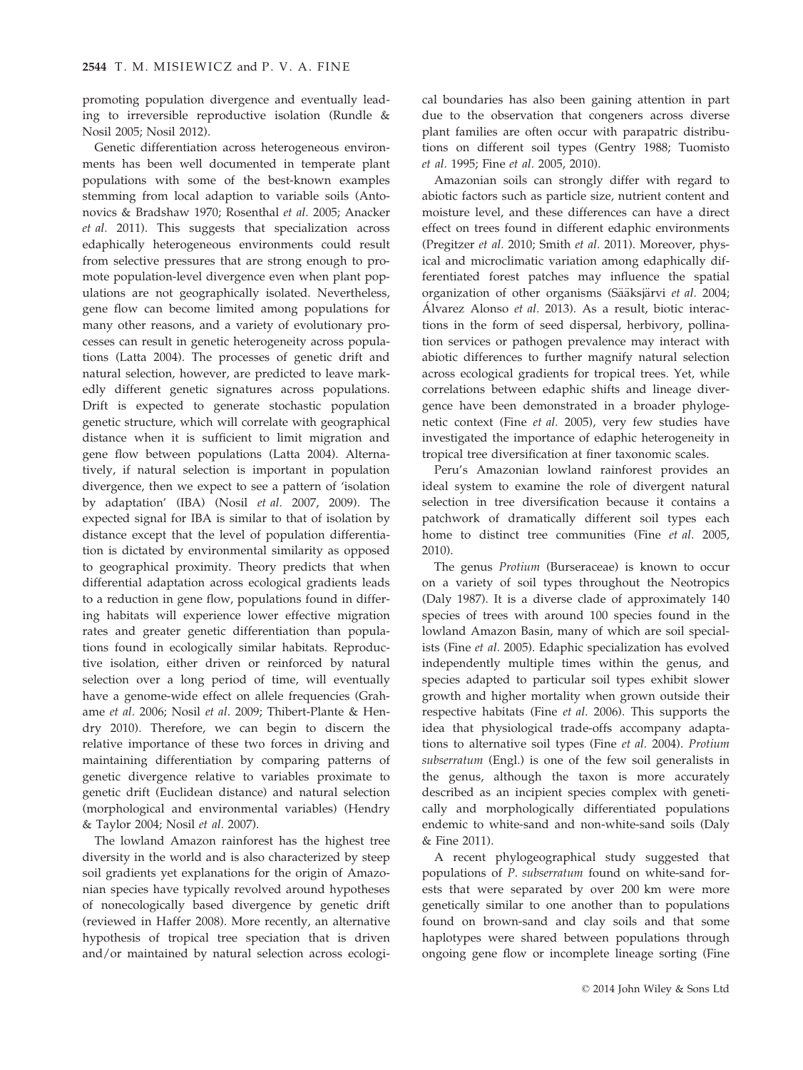promoting population divergence and eventually leading to irreversible reproductive isolation (Rundle & Nosil 2005; Nosil 2012).

Genetic differentiation across heterogeneous environments has been well documented in temperate plant populations with some of the best-known examples stemming from local adaption to variable soils (Antonovics & Bradshaw 1970; Rosenthal *et al.* 2005; Anacker *et al.* 2011). This suggests that specialization across edaphically heterogeneous environments could result from selective pressures that are strong enough to promote population-level divergence even when plant populations are not geographically isolated. Nevertheless, gene flow can become limited among populations for many other reasons, and a variety of evolutionary processes can result in genetic heterogeneity across populations (Latta 2004). The processes of genetic drift and natural selection, however, are predicted to leave markedly different genetic signatures across populations. Drift is expected to generate stochastic population genetic structure, which will correlate with geographical distance when it is sufficient to limit migration and gene flow between populations (Latta 2004). Alternatively, if natural selection is important in population divergence, then we expect to see a pattern of 'isolation by adaptation' (IBA) (Nosil *et al.* 2007, 2009). The expected signal for IBA is similar to that of isolation by distance except that the level of population differentiation is dictated by environmental similarity as opposed to geographical proximity. Theory predicts that when differential adaptation across ecological gradients leads to a reduction in gene flow, populations found in differing habitats will experience lower effective migration rates and greater genetic differentiation than populations found in ecologically similar habitats. Reproductive isolation, either driven or reinforced by natural selection over a long period of time, will eventually have a genome-wide effect on allele frequencies (Grahame *et al.* 2006; Nosil *et al.* 2009; Thibert-Plante & Hendry 2010). Therefore, we can begin to discern the relative importance of these two forces in driving and maintaining differentiation by comparing patterns of genetic divergence relative to variables proximate to genetic drift (Euclidean distance) and natural selection (morphological and environmental variables) (Hendry & Taylor 2004; Nosil *et al.* 2007).

The lowland Amazon rainforest has the highest tree diversity in the world and is also characterized by steep soil gradients yet explanations for the origin of Amazonian species have typically revolved around hypotheses of nonecologically based divergence by genetic drift (reviewed in Haffer 2008). More recently, an alternative hypothesis of tropical tree speciation that is driven and/or maintained by natural selection across ecological boundaries has also been gaining attention in part due to the observation that congeners across diverse plant families are often occur with parapatric distributions on different soil types (Gentry 1988; Tuomisto *et al.* 1995; Fine *et al.* 2005, 2010).

Amazonian soils can strongly differ with regard to abiotic factors such as particle size, nutrient content and moisture level, and these differences can have a direct effect on trees found in different edaphic environments (Pregitzer *et al.* 2010; Smith *et al.* 2011). Moreover, physical and microclimatic variation among edaphically differentiated forest patches may influence the spatial organization of other organisms (Sääksjärvi *et al.* 2004; Álvarez Alonso *et al.* 2013). As a result, biotic interactions in the form of seed dispersal, herbivory, pollination services or pathogen prevalence may interact with abiotic differences to further magnify natural selection across ecological gradients for tropical trees. Yet, while correlations between edaphic shifts and lineage divergence have been demonstrated in a broader phylogenetic context (Fine *et al.* 2005), very few studies have investigated the importance of edaphic heterogeneity in tropical tree diversification at finer taxonomic scales.

Peru's Amazonian lowland rainforest provides an ideal system to examine the role of divergent natural selection in tree diversification because it contains a patchwork of dramatically different soil types each home to distinct tree communities (Fine *et al.* 2005, 2010).

The genus *Protium* (Burseraceae) is known to occur on a variety of soil types throughout the Neotropics (Daly 1987). It is a diverse clade of approximately 140 species of trees with around 100 species found in the lowland Amazon Basin, many of which are soil specialists (Fine *et al.* 2005). Edaphic specialization has evolved independently multiple times within the genus, and species adapted to particular soil types exhibit slower growth and higher mortality when grown outside their respective habitats (Fine *et al.* 2006). This supports the idea that physiological trade-offs accompany adaptations to alternative soil types (Fine *et al.* 2004). *Protium subserratum* (Engl.) is one of the few soil generalists in the genus, although the taxon is more accurately described as an incipient species complex with genetically and morphologically differentiated populations endemic to white-sand and non-white-sand soils (Daly & Fine 2011).

A recent phylogeographical study suggested that populations of *P. subserratum* found on white-sand forests that were separated by over 200 km were more genetically similar to one another than to populations found on brown-sand and clay soils and that some haplotypes were shared between populations through ongoing gene flow or incomplete lineage sorting (Fine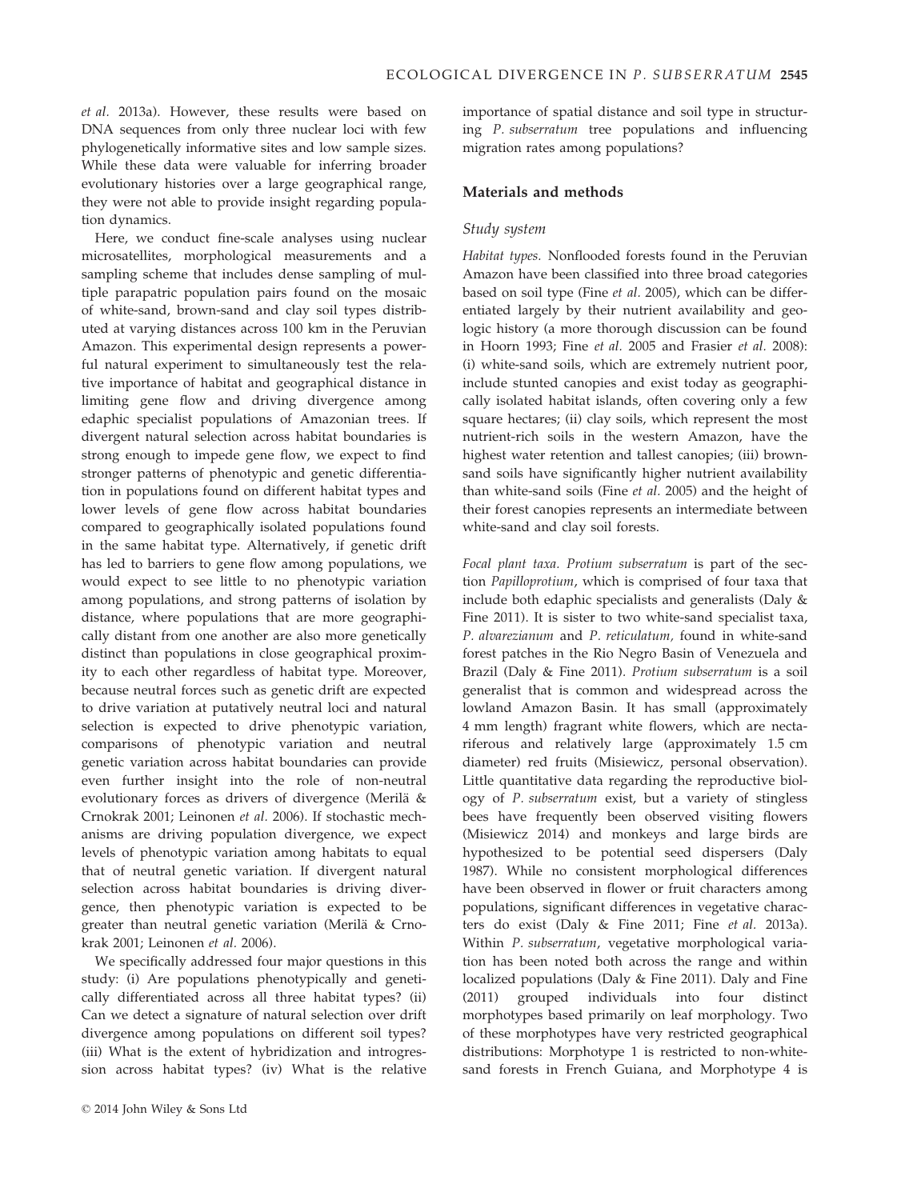*et al.* 2013a). However, these results were based on DNA sequences from only three nuclear loci with few phylogenetically informative sites and low sample sizes. While these data were valuable for inferring broader evolutionary histories over a large geographical range, they were not able to provide insight regarding population dynamics.

Here, we conduct fine-scale analyses using nuclear microsatellites, morphological measurements and a sampling scheme that includes dense sampling of multiple parapatric population pairs found on the mosaic of white-sand, brown-sand and clay soil types distributed at varying distances across 100 km in the Peruvian Amazon. This experimental design represents a powerful natural experiment to simultaneously test the relative importance of habitat and geographical distance in limiting gene flow and driving divergence among edaphic specialist populations of Amazonian trees. If divergent natural selection across habitat boundaries is strong enough to impede gene flow, we expect to find stronger patterns of phenotypic and genetic differentiation in populations found on different habitat types and lower levels of gene flow across habitat boundaries compared to geographically isolated populations found in the same habitat type. Alternatively, if genetic drift has led to barriers to gene flow among populations, we would expect to see little to no phenotypic variation among populations, and strong patterns of isolation by distance, where populations that are more geographically distant from one another are also more genetically distinct than populations in close geographical proximity to each other regardless of habitat type. Moreover, because neutral forces such as genetic drift are expected to drive variation at putatively neutral loci and natural selection is expected to drive phenotypic variation, comparisons of phenotypic variation and neutral genetic variation across habitat boundaries can provide even further insight into the role of non-neutral evolutionary forces as drivers of divergence (Merilä & Crnokrak 2001; Leinonen *et al.* 2006). If stochastic mechanisms are driving population divergence, we expect levels of phenotypic variation among habitats to equal that of neutral genetic variation. If divergent natural selection across habitat boundaries is driving divergence, then phenotypic variation is expected to be greater than neutral genetic variation (Merilä & Crnokrak 2001; Leinonen *et al.* 2006).

We specifically addressed four major questions in this study: (i) Are populations phenotypically and genetically differentiated across all three habitat types? (ii) Can we detect a signature of natural selection over drift divergence among populations on different soil types? (iii) What is the extent of hybridization and introgression across habitat types? (iv) What is the relative importance of spatial distance and soil type in structuring *P. subserratum* tree populations and influencing migration rates among populations?

## Materials and methods

### Study system

*Habitat types.* Nonflooded forests found in the Peruvian Amazon have been classified into three broad categories based on soil type (Fine *et al.* 2005), which can be differentiated largely by their nutrient availability and geologic history (a more thorough discussion can be found in Hoorn 1993; Fine *et al.* 2005 and Frasier *et al.* 2008): (i) white-sand soils, which are extremely nutrient poor, include stunted canopies and exist today as geographically isolated habitat islands, often covering only a few square hectares; (ii) clay soils, which represent the most nutrient-rich soils in the western Amazon, have the highest water retention and tallest canopies; (iii) brown-sand soils have significantly higher nutrient availability than white-sand soils (Fine *et al.* 2005) and the height of their forest canopies represents an intermediate between white-sand and clay soil forests.

*Focal plant taxa. Protium subserratum* is part of the section *Papilloprotium*, which is comprised of four taxa that include both edaphic specialists and generalists (Daly & Fine 2011). It is sister to two white-sand specialist taxa, *P. alvarezianum* and *P. reticulatum,* found in white-sand forest patches in the Rio Negro Basin of Venezuela and Brazil (Daly & Fine 2011). *Protium subserratum* is a soil generalist that is common and widespread across the lowland Amazon Basin. It has small (approximately 4 mm length) fragrant white flowers, which are nectariferous and relatively large (approximately 1.5 cm diameter) red fruits (Misiewicz, personal observation). Little quantitative data regarding the reproductive biology of *P. subserratum* exist, but a variety of stingless bees have frequently been observed visiting flowers (Misiewicz 2014) and monkeys and large birds are hypothesized to be potential seed dispersers (Daly 1987). While no consistent morphological differences have been observed in flower or fruit characters among populations, significant differences in vegetative characters do exist (Daly & Fine 2011; Fine *et al.* 2013a). Within *P. subserratum*, vegetative morphological variation has been noted both across the range and within localized populations (Daly & Fine 2011). Daly and Fine (2011) grouped individuals into four distinct morphotypes based primarily on leaf morphology. Two of these morphotypes have very restricted geographical distributions: Morphotype 1 is restricted to non-white-sand forests in French Guiana, and Morphotype 4 is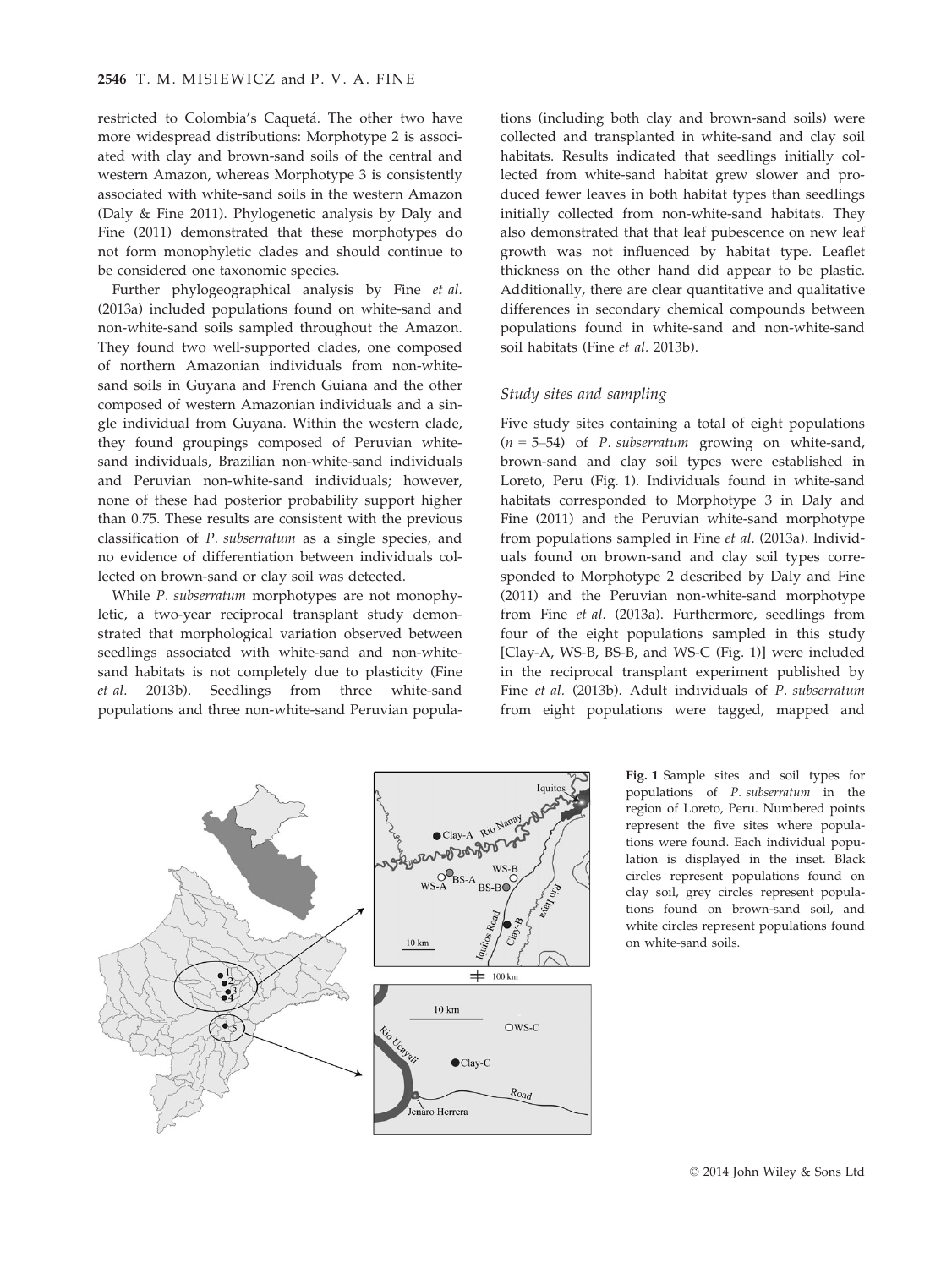restricted to Colombia's Caquetá. The other two have more widespread distributions: Morphotype 2 is associated with clay and brown-sand soils of the central and western Amazon, whereas Morphotype 3 is consistently associated with white-sand soils in the western Amazon (Daly & Fine 2011). Phylogenetic analysis by Daly and Fine (2011) demonstrated that these morphotypes do not form monophyletic clades and should continue to be considered one taxonomic species.

Further phylogeographical analysis by Fine *et al.* (2013a) included populations found on white-sand and non-white-sand soils sampled throughout the Amazon. They found two well-supported clades, one composed of northern Amazonian individuals from non-white-sand soils in Guyana and French Guiana and the other composed of western Amazonian individuals and a single individual from Guyana. Within the western clade, they found groupings composed of Peruvian white-sand individuals, Brazilian non-white-sand individuals and Peruvian non-white-sand individuals; however, none of these had posterior probability support higher than 0.75. These results are consistent with the previous classification of *P. subserratum* as a single species, and no evidence of differentiation between individuals collected on brown-sand or clay soil was detected.

While *P. subserratum* morphotypes are not monophyletic, a two-year reciprocal transplant study demonstrated that morphological variation observed between seedlings associated with white-sand and non-white-sand habitats is not completely due to plasticity (Fine *et al.* 2013b). Seedlings from three white-sand populations and three non-white-sand Peruvian populations (including both clay and brown-sand soils) were collected and transplanted in white-sand and clay soil habitats. Results indicated that seedlings initially collected from white-sand habitat grew slower and produced fewer leaves in both habitat types than seedlings initially collected from non-white-sand habitats. They also demonstrated that that leaf pubescence on new leaf growth was not influenced by habitat type. Leaflet thickness on the other hand did appear to be plastic. Additionally, there are clear quantitative and qualitative differences in secondary chemical compounds between populations found in white-sand and non-white-sand soil habitats (Fine *et al.* 2013b).

### Study sites and sampling

Five study sites containing a total of eight populations ($n$ = 5–54) of *P. subserratum* growing on white-sand, brown-sand and clay soil types were established in Loreto, Peru (Fig. 1). Individuals found in white-sand habitats corresponded to Morphotype 3 in Daly and Fine (2011) and the Peruvian white-sand morphotype from populations sampled in Fine *et al.* (2013a). Individuals found on brown-sand and clay soil types corresponded to Morphotype 2 described by Daly and Fine (2011) and the Peruvian non-white-sand morphotype from Fine *et al.* (2013a). Furthermore, seedlings from four of the eight populations sampled in this study [Clay-A, WS-B, BS-B, and WS-C (Fig. 1)] were included in the reciprocal transplant experiment published by Fine *et al.* (2013b). Adult individuals of *P. subserratum* from eight populations were tagged, mapped and

**Fig. 1** Sample sites and soil types for populations of *P. subserratum* in the region of Loreto, Peru. Numbered points represent the five sites where populations were found. Each individual population is displayed in the inset. Black circles represent populations found on clay soil, grey circles represent populations found on brown-sand soil, and white circles represent populations found on white-sand soils.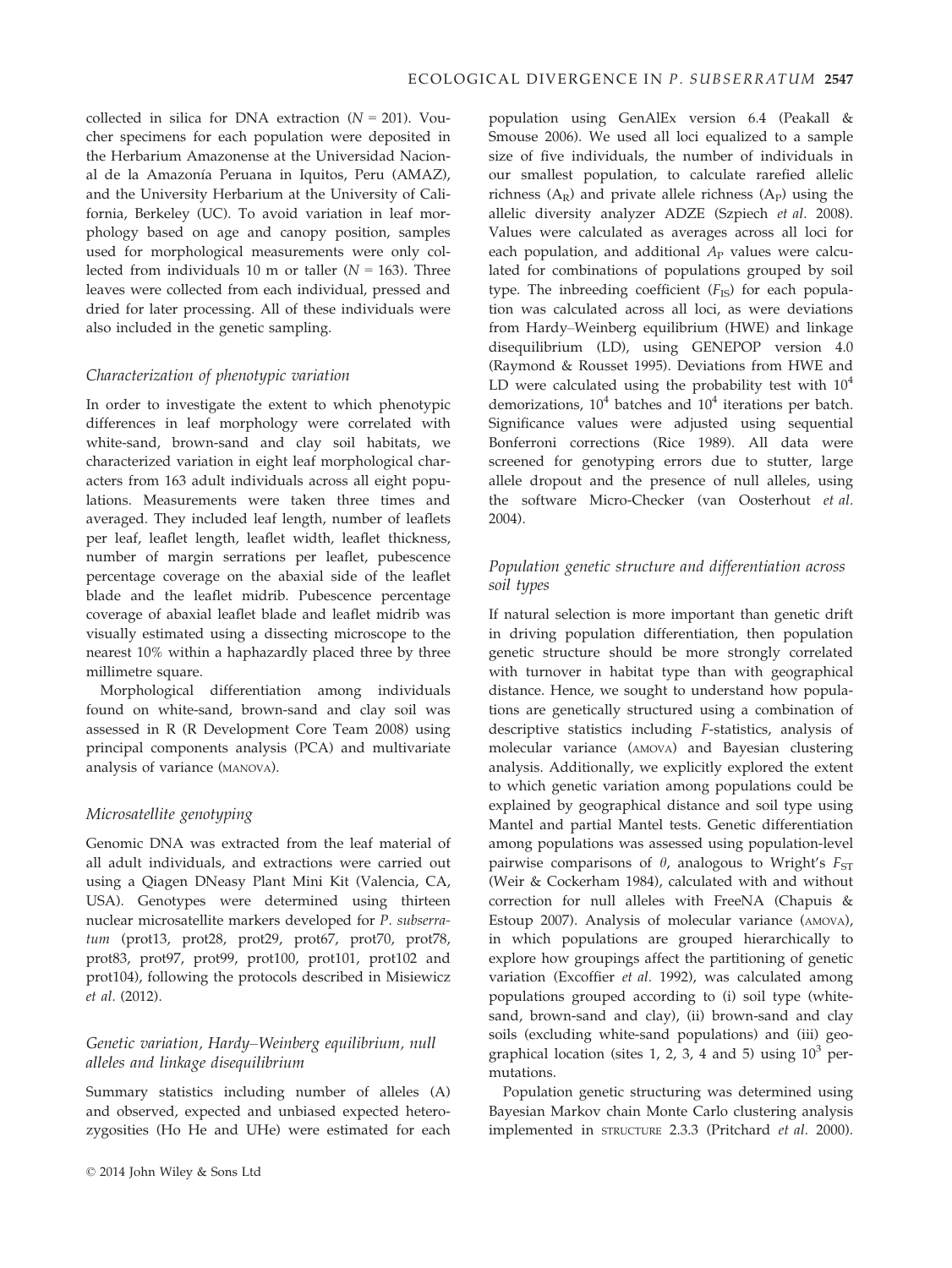collected in silica for DNA extraction ($N = 201$). Voucher specimens for each population were deposited in the Herbarium Amazonense at the Universidad Nacional de la Amazonía Peruana in Iquitos, Peru (AMAZ), and the University Herbarium at the University of California, Berkeley (UC). To avoid variation in leaf morphology based on age and canopy position, samples used for morphological measurements were only collected from individuals 10 m or taller ($N = 163$). Three leaves were collected from each individual, pressed and dried for later processing. All of these individuals were also included in the genetic sampling.

### Characterization of phenotypic variation

In order to investigate the extent to which phenotypic differences in leaf morphology were correlated with white-sand, brown-sand and clay soil habitats, we characterized variation in eight leaf morphological characters from 163 adult individuals across all eight populations. Measurements were taken three times and averaged. They included leaf length, number of leaflets per leaf, leaflet length, leaflet width, leaflet thickness, number of margin serrations per leaflet, pubescence percentage coverage on the abaxial side of the leaflet blade and the leaflet midrib. Pubescence percentage coverage of abaxial leaflet blade and leaflet midrib was visually estimated using a dissecting microscope to the nearest 10% within a haphazardly placed three by three millimetre square.

Morphological differentiation among individuals found on white-sand, brown-sand and clay soil was assessed in R (R Development Core Team 2008) using principal components analysis (PCA) and multivariate analysis of variance (MANOVA).

### Microsatellite genotyping

Genomic DNA was extracted from the leaf material of all adult individuals, and extractions were carried out using a Qiagen DNeasy Plant Mini Kit (Valencia, CA, USA). Genotypes were determined using thirteen nuclear microsatellite markers developed for *P. subserratum* (prot13, prot28, prot29, prot67, prot70, prot78, prot83, prot97, prot99, prot100, prot101, prot102 and prot104), following the protocols described in Misiewicz *et al.* (2012).

### Genetic variation, Hardy–Weinberg equilibrium, null alleles and linkage disequilibrium

Summary statistics including number of alleles (A) and observed, expected and unbiased expected heterozygosities (Ho He and UHe) were estimated for each population using GenAlEx version 6.4 (Peakall & Smouse 2006). We used all loci equalized to a sample size of five individuals, the number of individuals in our smallest population, to calculate rarefied allelic richness ($A_R$) and private allele richness ($A_P$) using the allelic diversity analyzer ADZE (Szpiech *et al.* 2008). Values were calculated as averages across all loci for each population, and additional $A_P$ values were calculated for combinations of populations grouped by soil type. The inbreeding coefficient ($F_{IS}$) for each population was calculated across all loci, as were deviations from Hardy–Weinberg equilibrium (HWE) and linkage disequilibrium (LD), using GENEPOP version 4.0 (Raymond & Rousset 1995). Deviations from HWE and LD were calculated using the probability test with $10^4$ demorizations, $10^4$ batches and $10^4$ iterations per batch. Significance values were adjusted using sequential Bonferroni corrections (Rice 1989). All data were screened for genotyping errors due to stutter, large allele dropout and the presence of null alleles, using the software Micro-Checker (van Oosterhout *et al.* 2004).

### Population genetic structure and differentiation across soil types

If natural selection is more important than genetic drift in driving population differentiation, then population genetic structure should be more strongly correlated with turnover in habitat type than with geographical distance. Hence, we sought to understand how populations are genetically structured using a combination of descriptive statistics including *F*-statistics, analysis of molecular variance (AMOVA) and Bayesian clustering analysis. Additionally, we explicitly explored the extent to which genetic variation among populations could be explained by geographical distance and soil type using Mantel and partial Mantel tests. Genetic differentiation among populations was assessed using population-level pairwise comparisons of $\theta$, analogous to Wright's $F_{ST}$ (Weir & Cockerham 1984), calculated with and without correction for null alleles with FreeNA (Chapuis & Estoup 2007). Analysis of molecular variance (AMOVA), in which populations are grouped hierarchically to explore how groupings affect the partitioning of genetic variation (Excoffier *et al.* 1992), was calculated among populations grouped according to (i) soil type (white-sand, brown-sand and clay), (ii) brown-sand and clay soils (excluding white-sand populations) and (iii) geographical location (sites 1, 2, 3, 4 and 5) using $10^3$ permutations.

Population genetic structuring was determined using Bayesian Markov chain Monte Carlo clustering analysis implemented in STRUCTURE 2.3.3 (Pritchard *et al.* 2000).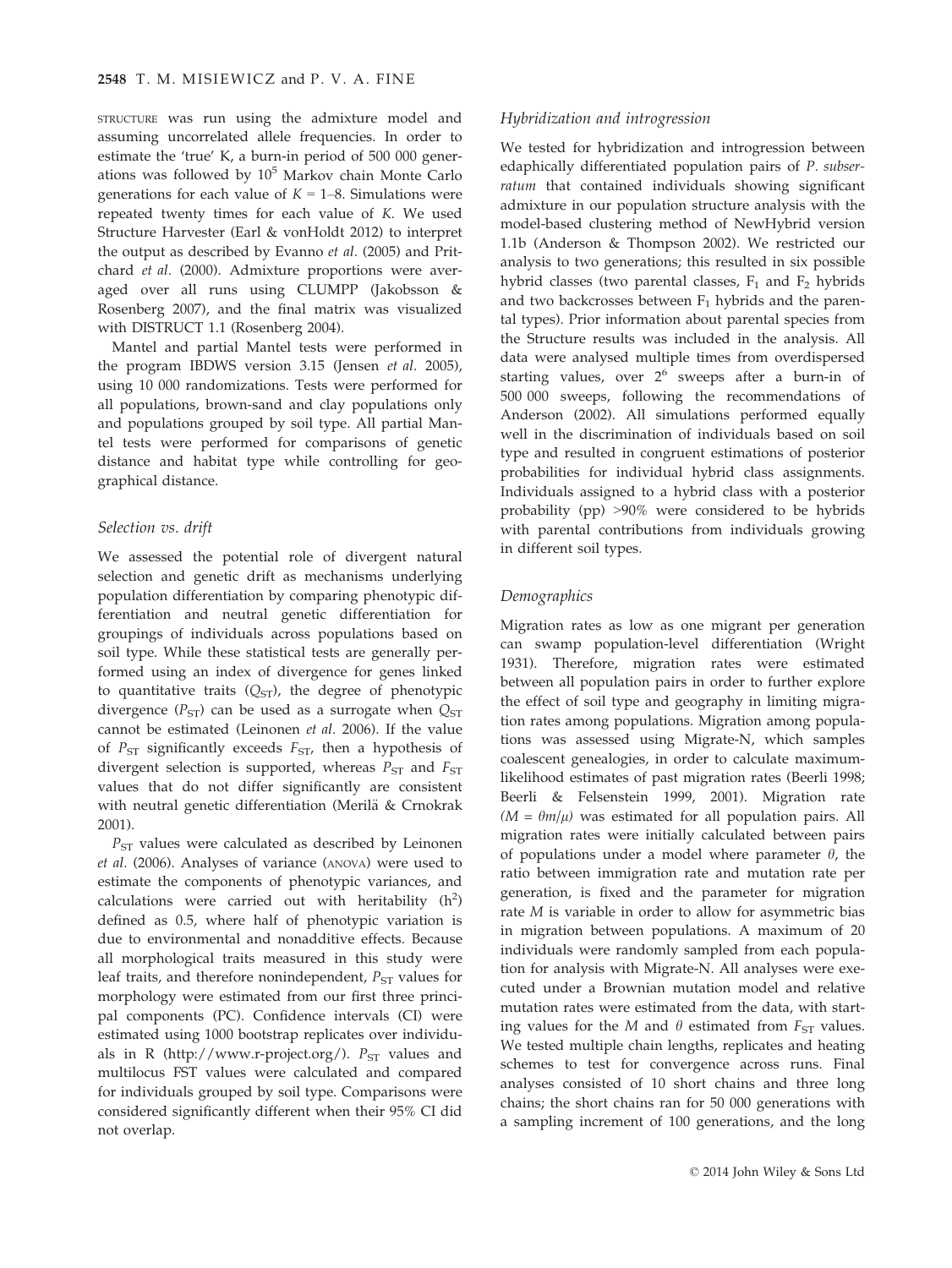STRUCTURE was run using the admixture model and assuming uncorrelated allele frequencies. In order to estimate the 'true' K, a burn-in period of 500 000 generations was followed by $10^5$ Markov chain Monte Carlo generations for each value of $K = 1$–8. Simulations were repeated twenty times for each value of $K$. We used Structure Harvester (Earl & vonHoldt 2012) to interpret the output as described by Evanno *et al.* (2005) and Pritchard *et al.* (2000). Admixture proportions were averaged over all runs using CLUMPP (Jakobsson & Rosenberg 2007), and the final matrix was visualized with DISTRUCT 1.1 (Rosenberg 2004).

Mantel and partial Mantel tests were performed in the program IBDWS version 3.15 (Jensen *et al.* 2005), using 10 000 randomizations. Tests were performed for all populations, brown-sand and clay populations only and populations grouped by soil type. All partial Mantel tests were performed for comparisons of genetic distance and habitat type while controlling for geographical distance.

### *Selection vs. drift*

We assessed the potential role of divergent natural selection and genetic drift as mechanisms underlying population differentiation by comparing phenotypic differentiation and neutral genetic differentiation for groupings of individuals across populations based on soil type. While these statistical tests are generally performed using an index of divergence for genes linked to quantitative traits ($Q_{ST}$), the degree of phenotypic divergence ($P_{ST}$) can be used as a surrogate when $Q_{ST}$ cannot be estimated (Leinonen *et al.* 2006). If the value of $P_{ST}$ significantly exceeds $F_{ST}$, then a hypothesis of divergent selection is supported, whereas $P_{ST}$ and $F_{ST}$ values that do not differ significantly are consistent with neutral genetic differentiation (Merilä & Crnokrak 2001).

$P_{ST}$ values were calculated as described by Leinonen *et al.* (2006). Analyses of variance (ANOVA) were used to estimate the components of phenotypic variances, and calculations were carried out with heritability ($h^2$) defined as 0.5, where half of phenotypic variation is due to environmental and nonadditive effects. Because all morphological traits measured in this study were leaf traits, and therefore nonindependent, $P_{ST}$ values for morphology were estimated from our first three principal components (PC). Confidence intervals (CI) were estimated using 1000 bootstrap replicates over individuals in R (http://www.r-project.org/). $P_{ST}$ values and multilocus FST values were calculated and compared for individuals grouped by soil type. Comparisons were considered significantly different when their 95% CI did not overlap.

### *Hybridization and introgression*

We tested for hybridization and introgression between edaphically differentiated population pairs of *P. subserratum* that contained individuals showing significant admixture in our population structure analysis with the model-based clustering method of NewHybrid version 1.1b (Anderson & Thompson 2002). We restricted our analysis to two generations; this resulted in six possible hybrid classes (two parental classes, $F_1$ and $F_2$ hybrids and two backcrosses between $F_1$ hybrids and the parental types). Prior information about parental species from the Structure results was included in the analysis. All data were analysed multiple times from overdispersed starting values, over $2^6$ sweeps after a burn-in of 500 000 sweeps, following the recommendations of Anderson (2002). All simulations performed equally well in the discrimination of individuals based on soil type and resulted in congruent estimations of posterior probabilities for individual hybrid class assignments. Individuals assigned to a hybrid class with a posterior probability (pp) >90% were considered to be hybrids with parental contributions from individuals growing in different soil types.

### *Demographics*

Migration rates as low as one migrant per generation can swamp population-level differentiation (Wright 1931). Therefore, migration rates were estimated between all population pairs in order to further explore the effect of soil type and geography in limiting migration rates among populations. Migration among populations was assessed using Migrate-N, which samples coalescent genealogies, in order to calculate maximum-likelihood estimates of past migration rates (Beerli 1998; Beerli & Felsenstein 1999, 2001). Migration rate ($M = \theta m/\mu$) was estimated for all population pairs. All migration rates were initially calculated between pairs of populations under a model where parameter $\theta$, the ratio between immigration rate and mutation rate per generation, is fixed and the parameter for migration rate $M$ is variable in order to allow for asymmetric bias in migration between populations. A maximum of 20 individuals were randomly sampled from each population for analysis with Migrate-N. All analyses were executed under a Brownian mutation model and relative mutation rates were estimated from the data, with starting values for the $M$ and $\theta$ estimated from $F_{ST}$ values. We tested multiple chain lengths, replicates and heating schemes to test for convergence across runs. Final analyses consisted of 10 short chains and three long chains; the short chains ran for 50 000 generations with a sampling increment of 100 generations, and the long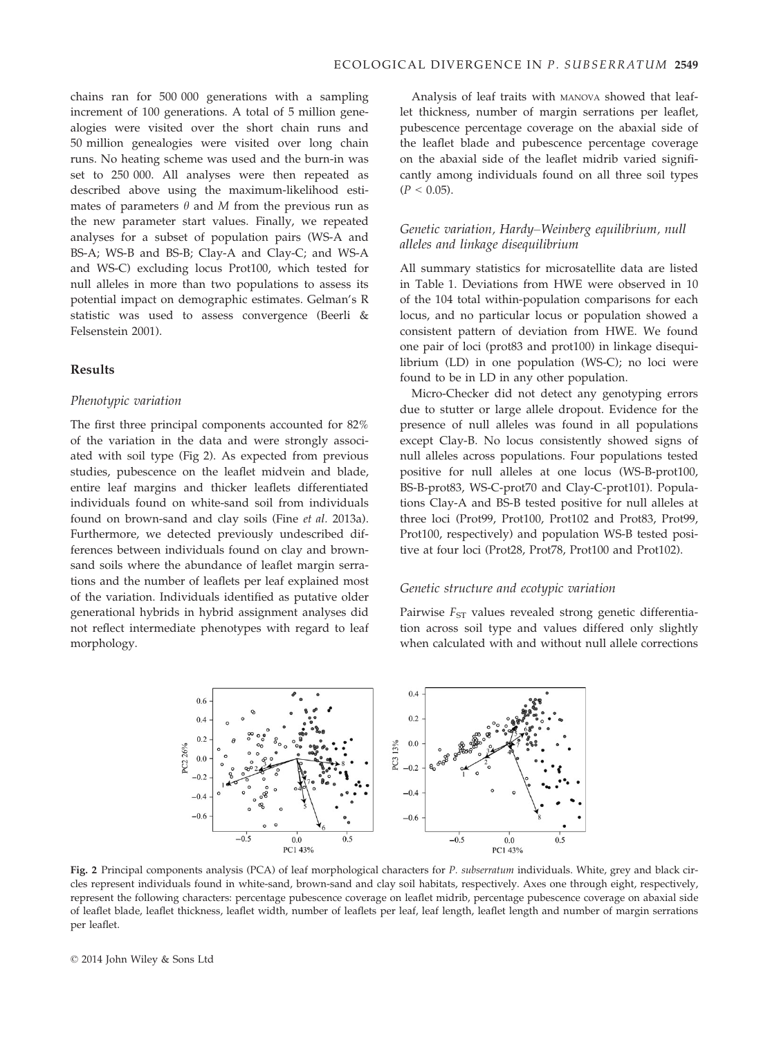chains ran for 500 000 generations with a sampling increment of 100 generations. A total of 5 million genealogies were visited over the short chain runs and 50 million genealogies were visited over long chain runs. No heating scheme was used and the burn-in was set to 250 000. All analyses were then repeated as described above using the maximum-likelihood estimates of parameters $\theta$ and $M$ from the previous run as the new parameter start values. Finally, we repeated analyses for a subset of population pairs (WS-A and BS-A; WS-B and BS-B; Clay-A and Clay-C; and WS-A and WS-C) excluding locus Prot100, which tested for null alleles in more than two populations to assess its potential impact on demographic estimates. Gelman's R statistic was used to assess convergence (Beerli & Felsenstein 2001).

## Results

### Phenotypic variation

The first three principal components accounted for 82% of the variation in the data and were strongly associated with soil type (Fig 2). As expected from previous studies, pubescence on the leaflet midvein and blade, entire leaf margins and thicker leaflets differentiated individuals found on white-sand soil from individuals found on brown-sand and clay soils (Fine *et al.* 2013a). Furthermore, we detected previously undescribed differences between individuals found on clay and brown-sand soils where the abundance of leaflet margin serrations and the number of leaflets per leaf explained most of the variation. Individuals identified as putative older generational hybrids in hybrid assignment analyses did not reflect intermediate phenotypes with regard to leaf morphology.

Analysis of leaf traits with MANOVA showed that leaflet thickness, number of margin serrations per leaflet, pubescence percentage coverage on the abaxial side of the leaflet blade and pubescence percentage coverage on the abaxial side of the leaflet midrib varied significantly among individuals found on all three soil types ($P < 0.05$).

### Genetic variation, Hardy–Weinberg equilibrium, null alleles and linkage disequilibrium

All summary statistics for microsatellite data are listed in Table 1. Deviations from HWE were observed in 10 of the 104 total within-population comparisons for each locus, and no particular locus or population showed a consistent pattern of deviation from HWE. We found one pair of loci (prot83 and prot100) in linkage disequilibrium (LD) in one population (WS-C); no loci were found to be in LD in any other population.

Micro-Checker did not detect any genotyping errors due to stutter or large allele dropout. Evidence for the presence of null alleles was found in all populations except Clay-B. No locus consistently showed signs of null alleles across populations. Four populations tested positive for null alleles at one locus (WS-B-prot100, BS-B-prot83, WS-C-prot70 and Clay-C-prot101). Populations Clay-A and BS-B tested positive for null alleles at three loci (Prot99, Prot100, Prot102 and Prot83, Prot99, Prot100, respectively) and population WS-B tested positive at four loci (Prot28, Prot78, Prot100 and Prot102).

### Genetic structure and ecotypic variation

Pairwise $F_{ST}$ values revealed strong genetic differentiation across soil type and values differed only slightly when calculated with and without null allele corrections

**Fig. 2** Principal components analysis (PCA) of leaf morphological characters for *P. subserratum* individuals. White, grey and black circles represent individuals found in white-sand, brown-sand and clay soil habitats, respectively. Axes one through eight, respectively, represent the following characters: percentage pubescence coverage on leaflet midrib, percentage pubescence coverage on abaxial side of leaflet blade, leaflet thickness, leaflet width, number of leaflets per leaf, leaf length, leaflet length and number of margin serrations per leaflet.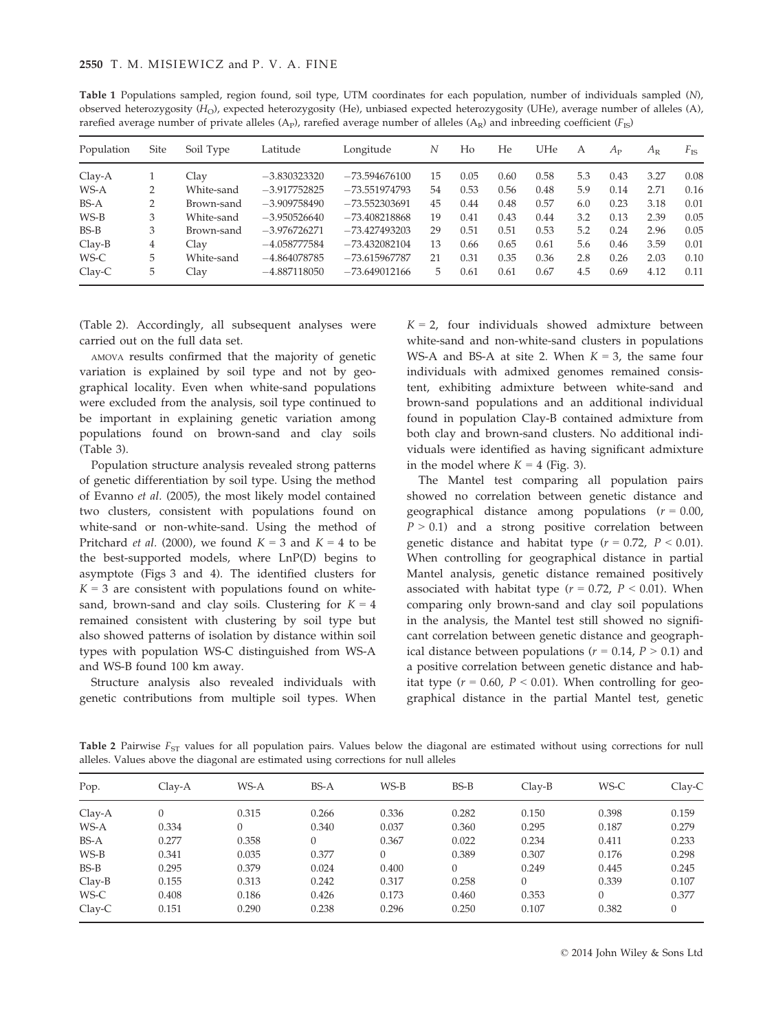**Table 1** Populations sampled, region found, soil type, UTM coordinates for each population, number of individuals sampled ($N$), observed heterozygosity ($H_O$), expected heterozygosity (He), unbiased expected heterozygosity (UHe), average number of alleles (A), rarefied average number of private alleles ($A_P$), rarefied average number of alleles ($A_R$) and inbreeding coefficient ($F_{IS}$)

| Population | Site | Soil Type | Latitude | Longitude | $N$ | Ho | He | UHe | A | $A_P$ | $A_R$ | $F_{IS}$ |
|---|---|---|---|---|---|---|---|---|---|---|---|---|
| Clay-A | 1 | Clay | −3.830323320 | −73.594676100 | 15 | 0.05 | 0.60 | 0.58 | 5.3 | 0.43 | 3.27 | 0.08 |
| WS-A | 2 | White-sand | −3.917752825 | −73.551974793 | 54 | 0.53 | 0.56 | 0.48 | 5.9 | 0.14 | 2.71 | 0.16 |
| BS-A | 2 | Brown-sand | −3.909758490 | −73.552303691 | 45 | 0.44 | 0.48 | 0.57 | 6.0 | 0.23 | 3.18 | 0.01 |
| WS-B | 3 | White-sand | −3.950526640 | −73.408218868 | 19 | 0.41 | 0.43 | 0.44 | 3.2 | 0.13 | 2.39 | 0.05 |
| BS-B | 3 | Brown-sand | −3.976726271 | −73.427493203 | 29 | 0.51 | 0.51 | 0.53 | 5.2 | 0.24 | 2.96 | 0.05 |
| Clay-B | 4 | Clay | −4.058777584 | −73.432082104 | 13 | 0.66 | 0.65 | 0.61 | 5.6 | 0.46 | 3.59 | 0.01 |
| WS-C | 5 | White-sand | −4.864078785 | −73.615967787 | 21 | 0.31 | 0.35 | 0.36 | 2.8 | 0.26 | 2.03 | 0.10 |
| Clay-C | 5 | Clay | −4.887118050 | −73.649012166 | 5 | 0.61 | 0.61 | 0.67 | 4.5 | 0.69 | 4.12 | 0.11 |

(Table 2). Accordingly, all subsequent analyses were carried out on the full data set.

AMOVA results confirmed that the majority of genetic variation is explained by soil type and not by geographical locality. Even when white-sand populations were excluded from the analysis, soil type continued to be important in explaining genetic variation among populations found on brown-sand and clay soils (Table 3).

Population structure analysis revealed strong patterns of genetic differentiation by soil type. Using the method of Evanno *et al.* (2005), the most likely model contained two clusters, consistent with populations found on white-sand or non-white-sand. Using the method of Pritchard *et al.* (2000), we found $K = 3$ and $K = 4$ to be the best-supported models, where LnP(D) begins to asymptote (Figs 3 and 4). The identified clusters for $K = 3$ are consistent with populations found on white-sand, brown-sand and clay soils. Clustering for $K = 4$ remained consistent with clustering by soil type but also showed patterns of isolation by distance within soil types with population WS-C distinguished from WS-A and WS-B found 100 km away.

Structure analysis also revealed individuals with genetic contributions from multiple soil types. When $K = 2$, four individuals showed admixture between white-sand and non-white-sand clusters in populations WS-A and BS-A at site 2. When $K = 3$, the same four individuals with admixed genomes remained consistent, exhibiting admixture between white-sand and brown-sand populations and an additional individual found in population Clay-B contained admixture from both clay and brown-sand clusters. No additional individuals were identified as having significant admixture in the model where $K = 4$ (Fig. 3).

The Mantel test comparing all population pairs showed no correlation between genetic distance and geographical distance among populations ($r = 0.00$, $P > 0.1$) and a strong positive correlation between genetic distance and habitat type ($r = 0.72$, $P < 0.01$). When controlling for geographical distance in partial Mantel analysis, genetic distance remained positively associated with habitat type ($r = 0.72$, $P < 0.01$). When comparing only brown-sand and clay soil populations in the analysis, the Mantel test still showed no significant correlation between genetic distance and geographical distance between populations ($r = 0.14$, $P > 0.1$) and a positive correlation between genetic distance and habitat type ($r = 0.60$, $P < 0.01$). When controlling for geographical distance in the partial Mantel test, genetic

**Table 2** Pairwise $F_{ST}$ values for all population pairs. Values below the diagonal are estimated without using corrections for null alleles. Values above the diagonal are estimated using corrections for null alleles

| Pop. | Clay-A | WS-A | BS-A | WS-B | BS-B | Clay-B | WS-C | Clay-C |
|---|---|---|---|---|---|---|---|---|
| Clay-A | 0 | 0.315 | 0.266 | 0.336 | 0.282 | 0.150 | 0.398 | 0.159 |
| WS-A | 0.334 | 0 | 0.340 | 0.037 | 0.360 | 0.295 | 0.187 | 0.279 |
| BS-A | 0.277 | 0.358 | 0 | 0.367 | 0.022 | 0.234 | 0.411 | 0.233 |
| WS-B | 0.341 | 0.035 | 0.377 | 0 | 0.389 | 0.307 | 0.176 | 0.298 |
| BS-B | 0.295 | 0.379 | 0.024 | 0.400 | 0 | 0.249 | 0.445 | 0.245 |
| Clay-B | 0.155 | 0.313 | 0.242 | 0.317 | 0.258 | 0 | 0.339 | 0.107 |
| WS-C | 0.408 | 0.186 | 0.426 | 0.173 | 0.460 | 0.353 | 0 | 0.377 |
| Clay-C | 0.151 | 0.290 | 0.238 | 0.296 | 0.250 | 0.107 | 0.382 | 0 |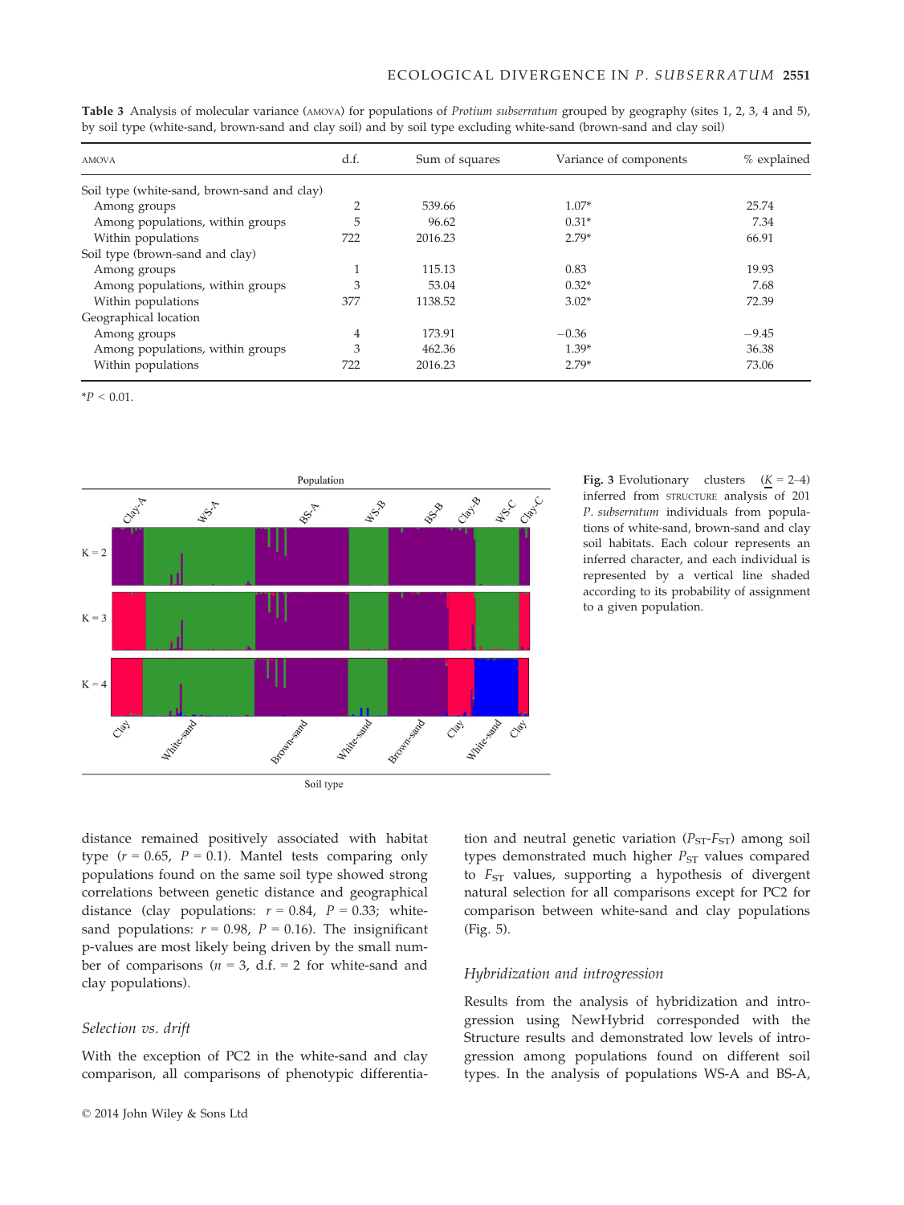**Table 3** Analysis of molecular variance (AMOVA) for populations of *Protium subserratum* grouped by geography (sites 1, 2, 3, 4 and 5), by soil type (white-sand, brown-sand and clay soil) and by soil type excluding white-sand (brown-sand and clay soil)

| AMOVA | d.f. | Sum of squares | Variance of components | % explained |
|---|---|---|---|---|
| Soil type (white-sand, brown-sand and clay) | | | | |
| Among groups | 2 | 539.66 | 1.07* | 25.74 |
| Among populations, within groups | 5 | 96.62 | 0.31* | 7.34 |
| Within populations | 722 | 2016.23 | 2.79* | 66.91 |
| Soil type (brown-sand and clay) | | | | |
| Among groups | 1 | 115.13 | 0.83 | 19.93 |
| Among populations, within groups | 3 | 53.04 | 0.32* | 7.68 |
| Within populations | 377 | 1138.52 | 3.02* | 72.39 |
| Geographical location | | | | |
| Among groups | 4 | 173.91 | −0.36 | −9.45 |
| Among populations, within groups | 3 | 462.36 | 1.39* | 36.38 |
| Within populations | 722 | 2016.23 | 2.79* | 73.06 |

*$P < 0.01$.

**Fig. 3** Evolutionary clusters ($K = 2$–4) inferred from STRUCTURE analysis of 201 *P. subserratum* individuals from populations of white-sand, brown-sand and clay soil habitats. Each colour represents an inferred character, and each individual is represented by a vertical line shaded according to its probability of assignment to a given population.

distance remained positively associated with habitat type ($r = 0.65$, $P = 0.1$). Mantel tests comparing only populations found on the same soil type showed strong correlations between genetic distance and geographical distance (clay populations: $r = 0.84$, $P = 0.33$; white-sand populations: $r = 0.98$, $P = 0.16$). The insignificant p-values are most likely being driven by the small number of comparisons ($n = 3$, d.f. = 2 for white-sand and clay populations).

### Selection vs. drift

With the exception of PC2 in the white-sand and clay comparison, all comparisons of phenotypic differentiation and neutral genetic variation ($P_{ST}$-$F_{ST}$) among soil types demonstrated much higher $P_{ST}$ values compared to $F_{ST}$ values, supporting a hypothesis of divergent natural selection for all comparisons except for PC2 for comparison between white-sand and clay populations (Fig. 5).

### Hybridization and introgression

Results from the analysis of hybridization and introgression using NewHybrid corresponded with the Structure results and demonstrated low levels of introgression among populations found on different soil types. In the analysis of populations WS-A and BS-A,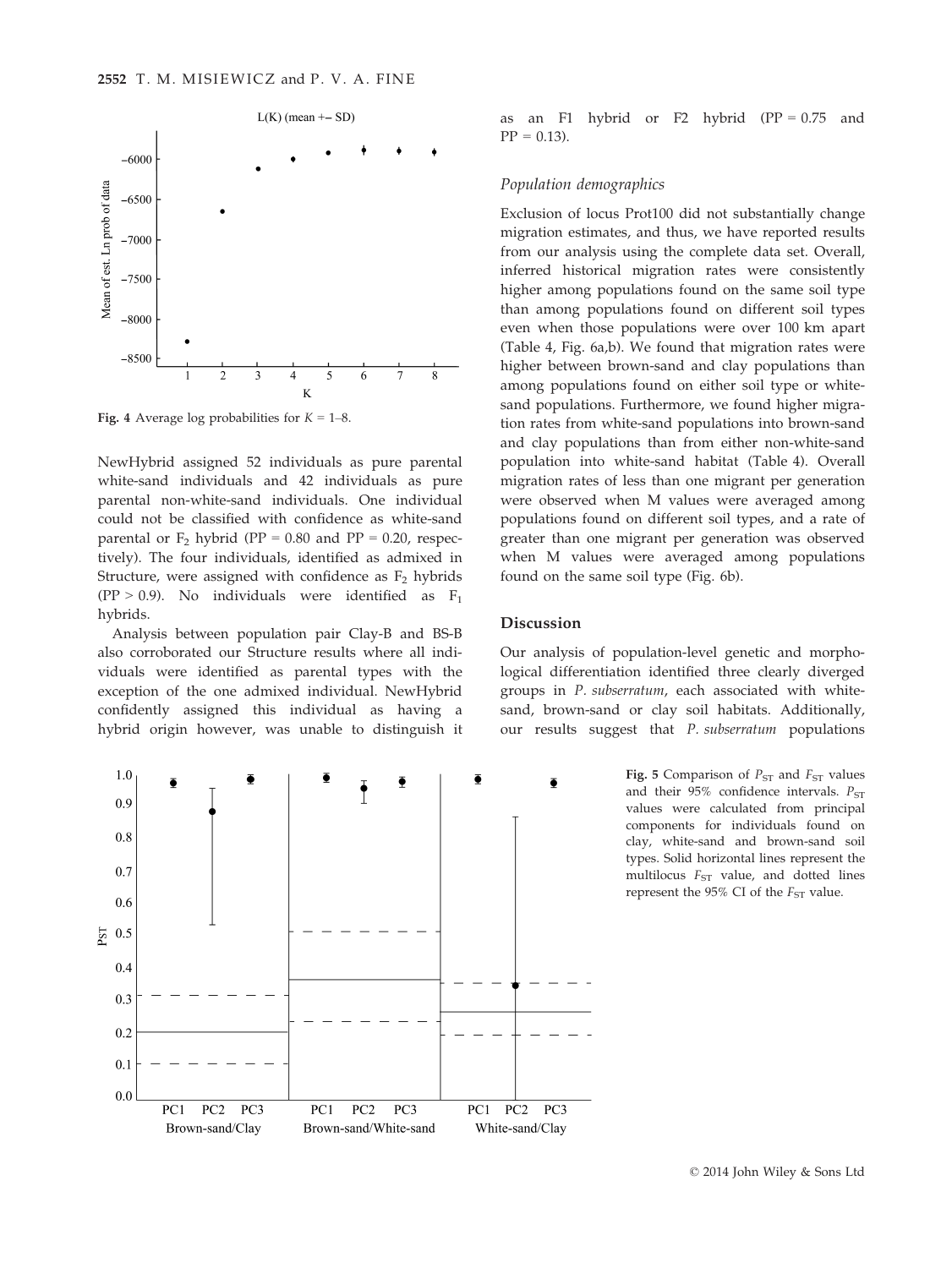Fig. 4 Average log probabilities for $K = 1$–8.

NewHybrid assigned 52 individuals as pure parental white-sand individuals and 42 individuals as pure parental non-white-sand individuals. One individual could not be classified with confidence as white-sand parental or $F_2$ hybrid (PP = 0.80 and PP = 0.20, respectively). The four individuals, identified as admixed in Structure, were assigned with confidence as $F_2$ hybrids (PP > 0.9). No individuals were identified as $F_1$ hybrids.

Analysis between population pair Clay-B and BS-B also corroborated our Structure results where all individuals were identified as parental types with the exception of the one admixed individual. NewHybrid confidently assigned this individual as having a hybrid origin however, was unable to distinguish it as an F1 hybrid or F2 hybrid (PP = 0.75 and PP = 0.13).

### Population demographics

Exclusion of locus Prot100 did not substantially change migration estimates, and thus, we have reported results from our analysis using the complete data set. Overall, inferred historical migration rates were consistently higher among populations found on the same soil type than among populations found on different soil types even when those populations were over 100 km apart (Table 4, Fig. 6a,b). We found that migration rates were higher between brown-sand and clay populations than among populations found on either soil type or white-sand populations. Furthermore, we found higher migration rates from white-sand populations into brown-sand and clay populations than from either non-white-sand population into white-sand habitat (Table 4). Overall migration rates of less than one migrant per generation were observed when M values were averaged among populations found on different soil types, and a rate of greater than one migrant per generation was observed when M values were averaged among populations found on the same soil type (Fig. 6b).

## Discussion

Our analysis of population-level genetic and morphological differentiation identified three clearly diverged groups in *P. subserratum*, each associated with white-sand, brown-sand or clay soil habitats. Additionally, our results suggest that *P. subserratum* populations

Fig. 5 Comparison of $P_{ST}$ and $F_{ST}$ values and their 95% confidence intervals. $P_{ST}$ values were calculated from principal components for individuals found on clay, white-sand and brown-sand soil types. Solid horizontal lines represent the multilocus $F_{ST}$ value, and dotted lines represent the 95% CI of the $F_{ST}$ value.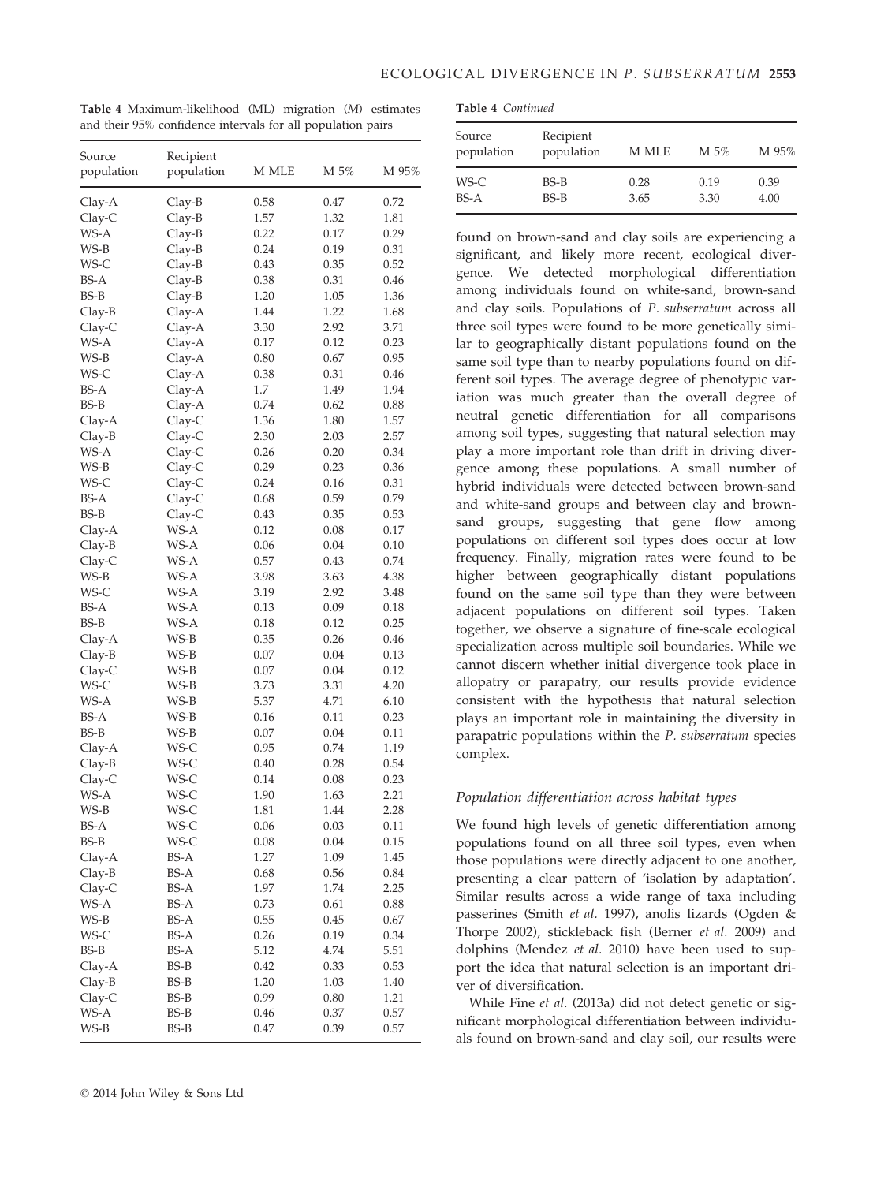**Table 4** Maximum-likelihood (ML) migration (*M*) estimates and their 95% confidence intervals for all population pairs

| Source population | Recipient population | M MLE | M 5% | M 95% |
|---|---|---|---|---|
| Clay-A | Clay-B | 0.58 | 0.47 | 0.72 |
| Clay-C | Clay-B | 1.57 | 1.32 | 1.81 |
| WS-A | Clay-B | 0.22 | 0.17 | 0.29 |
| WS-B | Clay-B | 0.24 | 0.19 | 0.31 |
| WS-C | Clay-B | 0.43 | 0.35 | 0.52 |
| BS-A | Clay-B | 0.38 | 0.31 | 0.46 |
| BS-B | Clay-B | 1.20 | 1.05 | 1.36 |
| Clay-B | Clay-A | 1.44 | 1.22 | 1.68 |
| Clay-C | Clay-A | 3.30 | 2.92 | 3.71 |
| WS-A | Clay-A | 0.17 | 0.12 | 0.23 |
| WS-B | Clay-A | 0.80 | 0.67 | 0.95 |
| WS-C | Clay-A | 0.38 | 0.31 | 0.46 |
| BS-A | Clay-A | 1.7 | 1.49 | 1.94 |
| BS-B | Clay-A | 0.74 | 0.62 | 0.88 |
| Clay-A | Clay-C | 1.36 | 1.80 | 1.57 |
| Clay-B | Clay-C | 2.30 | 2.03 | 2.57 |
| WS-A | Clay-C | 0.26 | 0.20 | 0.34 |
| WS-B | Clay-C | 0.29 | 0.23 | 0.36 |
| WS-C | Clay-C | 0.24 | 0.16 | 0.31 |
| BS-A | Clay-C | 0.68 | 0.59 | 0.79 |
| BS-B | Clay-C | 0.43 | 0.35 | 0.53 |
| Clay-A | WS-A | 0.12 | 0.08 | 0.17 |
| Clay-B | WS-A | 0.06 | 0.04 | 0.10 |
| Clay-C | WS-A | 0.57 | 0.43 | 0.74 |
| WS-B | WS-A | 3.98 | 3.63 | 4.38 |
| WS-C | WS-A | 3.19 | 2.92 | 3.48 |
| BS-A | WS-A | 0.13 | 0.09 | 0.18 |
| BS-B | WS-A | 0.18 | 0.12 | 0.25 |
| Clay-A | WS-B | 0.35 | 0.26 | 0.46 |
| Clay-B | WS-B | 0.07 | 0.04 | 0.13 |
| Clay-C | WS-B | 0.07 | 0.04 | 0.12 |
| WS-C | WS-B | 3.73 | 3.31 | 4.20 |
| WS-A | WS-B | 5.37 | 4.71 | 6.10 |
| BS-A | WS-B | 0.16 | 0.11 | 0.23 |
| BS-B | WS-B | 0.07 | 0.04 | 0.11 |
| Clay-A | WS-C | 0.95 | 0.74 | 1.19 |
| Clay-B | WS-C | 0.40 | 0.28 | 0.54 |
| Clay-C | WS-C | 0.14 | 0.08 | 0.23 |
| WS-A | WS-C | 1.90 | 1.63 | 2.21 |
| WS-B | WS-C | 1.81 | 1.44 | 2.28 |
| BS-A | WS-C | 0.06 | 0.03 | 0.11 |
| BS-B | WS-C | 0.08 | 0.04 | 0.15 |
| Clay-A | BS-A | 1.27 | 1.09 | 1.45 |
| Clay-B | BS-A | 0.68 | 0.56 | 0.84 |
| Clay-C | BS-A | 1.97 | 1.74 | 2.25 |
| WS-A | BS-A | 0.73 | 0.61 | 0.88 |
| WS-B | BS-A | 0.55 | 0.45 | 0.67 |
| WS-C | BS-A | 0.26 | 0.19 | 0.34 |
| BS-B | BS-A | 5.12 | 4.74 | 5.51 |
| Clay-A | BS-B | 0.42 | 0.33 | 0.53 |
| Clay-B | BS-B | 1.20 | 1.03 | 1.40 |
| Clay-C | BS-B | 0.99 | 0.80 | 1.21 |
| WS-A | BS-B | 0.46 | 0.37 | 0.57 |
| WS-B | BS-B | 0.47 | 0.39 | 0.57 |
| WS-C | BS-B | 0.28 | 0.19 | 0.39 |
| BS-A | BS-B | 3.65 | 3.30 | 4.00 |

found on brown-sand and clay soils are experiencing a significant, and likely more recent, ecological divergence. We detected morphological differentiation among individuals found on white-sand, brown-sand and clay soils. Populations of *P. subserratum* across all three soil types were found to be more genetically similar to geographically distant populations found on the same soil type than to nearby populations found on different soil types. The average degree of phenotypic variation was much greater than the overall degree of neutral genetic differentiation for all comparisons among soil types, suggesting that natural selection may play a more important role than drift in driving divergence among these populations. A small number of hybrid individuals were detected between brown-sand and white-sand groups and between clay and brown-sand groups, suggesting that gene flow among populations on different soil types does occur at low frequency. Finally, migration rates were found to be higher between geographically distant populations found on the same soil type than they were between adjacent populations on different soil types. Taken together, we observe a signature of fine-scale ecological specialization across multiple soil boundaries. While we cannot discern whether initial divergence took place in allopatry or parapatry, our results provide evidence consistent with the hypothesis that natural selection plays an important role in maintaining the diversity in parapatric populations within the *P. subserratum* species complex.

### Population differentiation across habitat types

We found high levels of genetic differentiation among populations found on all three soil types, even when those populations were directly adjacent to one another, presenting a clear pattern of 'isolation by adaptation'. Similar results across a wide range of taxa including passerines (Smith *et al.* 1997), anolis lizards (Ogden & Thorpe 2002), stickleback fish (Berner *et al.* 2009) and dolphins (Mendez *et al.* 2010) have been used to support the idea that natural selection is an important driver of diversification.

While Fine *et al.* (2013a) did not detect genetic or significant morphological differentiation between individuals found on brown-sand and clay soil, our results were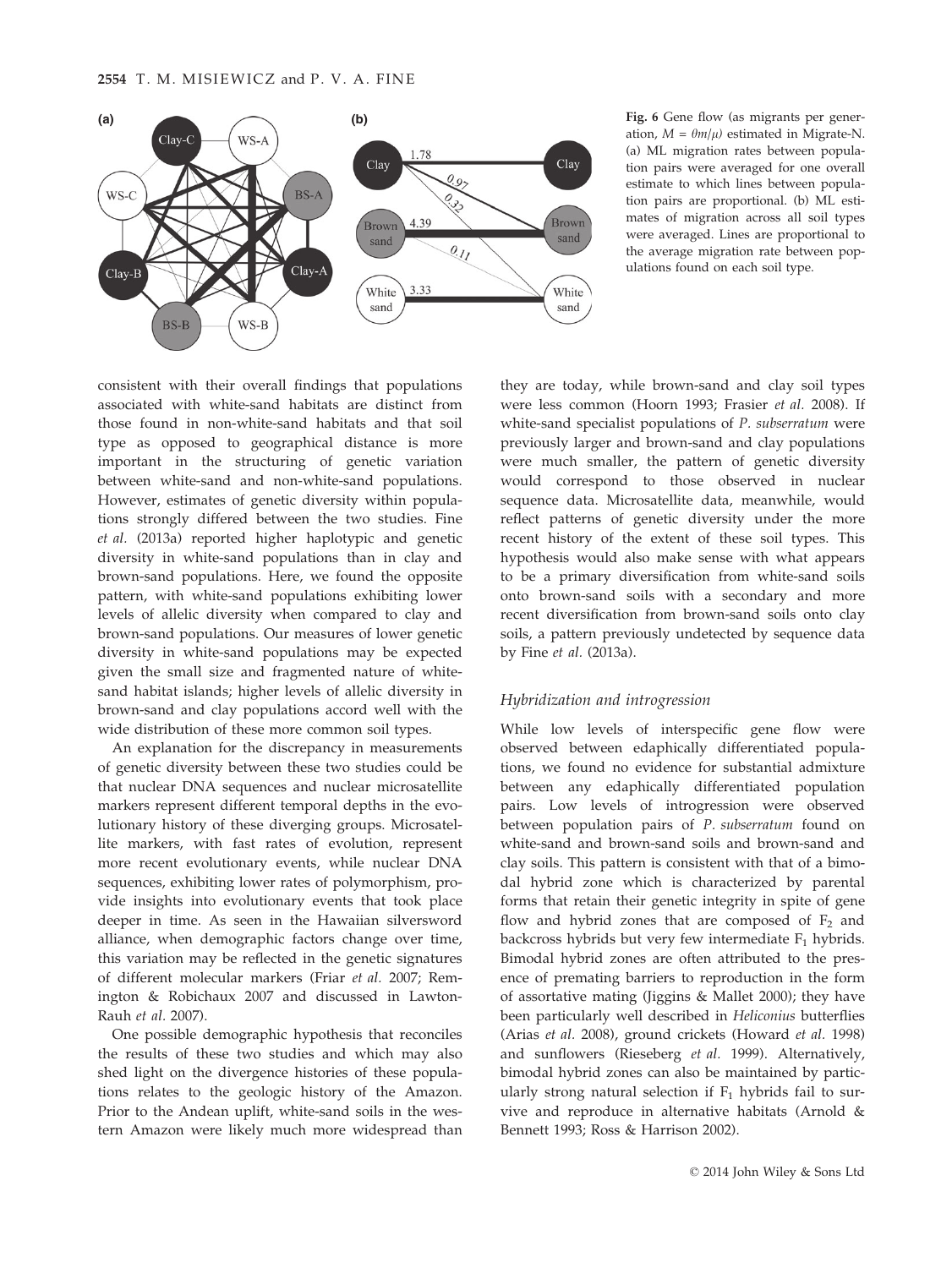Fig. 6 Gene flow (as migrants per generation, $M = \theta m/\mu$) estimated in Migrate-N. (a) ML migration rates between population pairs were averaged for one overall estimate to which lines between population pairs are proportional. (b) ML estimates of migration across all soil types were averaged. Lines are proportional to the average migration rate between populations found on each soil type.

consistent with their overall findings that populations associated with white-sand habitats are distinct from those found in non-white-sand habitats and that soil type as opposed to geographical distance is more important in the structuring of genetic variation between white-sand and non-white-sand populations. However, estimates of genetic diversity within populations strongly differed between the two studies. Fine *et al.* (2013a) reported higher haplotypic and genetic diversity in white-sand populations than in clay and brown-sand populations. Here, we found the opposite pattern, with white-sand populations exhibiting lower levels of allelic diversity when compared to clay and brown-sand populations. Our measures of lower genetic diversity in white-sand populations may be expected given the small size and fragmented nature of white-sand habitat islands; higher levels of allelic diversity in brown-sand and clay populations accord well with the wide distribution of these more common soil types.

An explanation for the discrepancy in measurements of genetic diversity between these two studies could be that nuclear DNA sequences and nuclear microsatellite markers represent different temporal depths in the evolutionary history of these diverging groups. Microsatellite markers, with fast rates of evolution, represent more recent evolutionary events, while nuclear DNA sequences, exhibiting lower rates of polymorphism, provide insights into evolutionary events that took place deeper in time. As seen in the Hawaiian silversword alliance, when demographic factors change over time, this variation may be reflected in the genetic signatures of different molecular markers (Friar *et al.* 2007; Remington & Robichaux 2007 and discussed in Lawton-Rauh *et al.* 2007).

One possible demographic hypothesis that reconciles the results of these two studies and which may also shed light on the divergence histories of these populations relates to the geologic history of the Amazon. Prior to the Andean uplift, white-sand soils in the western Amazon were likely much more widespread than they are today, while brown-sand and clay soil types were less common (Hoorn 1993; Frasier *et al.* 2008). If white-sand specialist populations of *P. subserratum* were previously larger and brown-sand and clay populations were much smaller, the pattern of genetic diversity would correspond to those observed in nuclear sequence data. Microsatellite data, meanwhile, would reflect patterns of genetic diversity under the more recent history of the extent of these soil types. This hypothesis would also make sense with what appears to be a primary diversification from white-sand soils onto brown-sand soils with a secondary and more recent diversification from brown-sand soils onto clay soils, a pattern previously undetected by sequence data by Fine *et al.* (2013a).

### Hybridization and introgression

While low levels of interspecific gene flow were observed between edaphically differentiated populations, we found no evidence for substantial admixture between any edaphically differentiated population pairs. Low levels of introgression were observed between population pairs of *P. subserratum* found on white-sand and brown-sand soils and brown-sand and clay soils. This pattern is consistent with that of a bimodal hybrid zone which is characterized by parental forms that retain their genetic integrity in spite of gene flow and hybrid zones that are composed of $F_2$ and backcross hybrids but very few intermediate $F_1$ hybrids. Bimodal hybrid zones are often attributed to the presence of premating barriers to reproduction in the form of assortative mating (Jiggins & Mallet 2000); they have been particularly well described in *Heliconius* butterflies (Arias *et al.* 2008), ground crickets (Howard *et al.* 1998) and sunflowers (Rieseberg *et al.* 1999). Alternatively, bimodal hybrid zones can also be maintained by particularly strong natural selection if $F_1$ hybrids fail to survive and reproduce in alternative habitats (Arnold & Bennett 1993; Ross & Harrison 2002).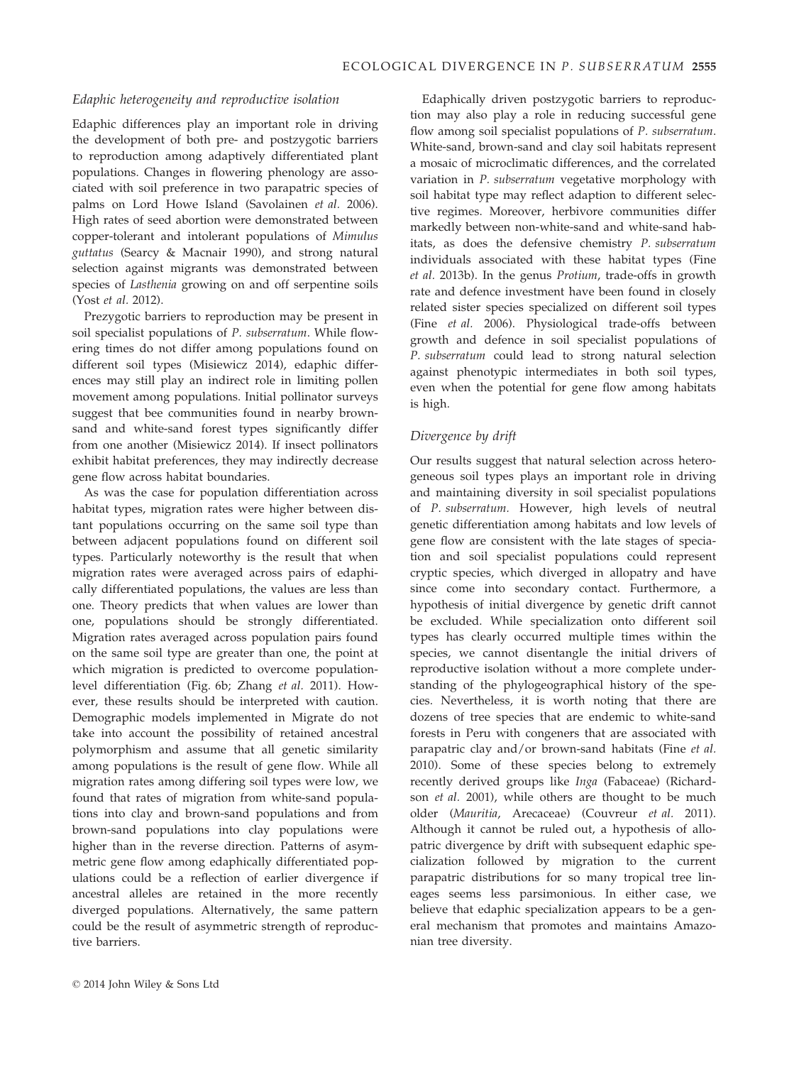### *Edaphic heterogeneity and reproductive isolation*

Edaphic differences play an important role in driving the development of both pre- and postzygotic barriers to reproduction among adaptively differentiated plant populations. Changes in flowering phenology are associated with soil preference in two parapatric species of palms on Lord Howe Island (Savolainen *et al.* 2006). High rates of seed abortion were demonstrated between copper-tolerant and intolerant populations of *Mimulus guttatus* (Searcy & Macnair 1990), and strong natural selection against migrants was demonstrated between species of *Lasthenia* growing on and off serpentine soils (Yost *et al.* 2012).

Prezygotic barriers to reproduction may be present in soil specialist populations of *P. subserratum*. While flowering times do not differ among populations found on different soil types (Misiewicz 2014), edaphic differences may still play an indirect role in limiting pollen movement among populations. Initial pollinator surveys suggest that bee communities found in nearby brown-sand and white-sand forest types significantly differ from one another (Misiewicz 2014). If insect pollinators exhibit habitat preferences, they may indirectly decrease gene flow across habitat boundaries.

As was the case for population differentiation across habitat types, migration rates were higher between distant populations occurring on the same soil type than between adjacent populations found on different soil types. Particularly noteworthy is the result that when migration rates were averaged across pairs of edaphically differentiated populations, the values are less than one. Theory predicts that when values are lower than one, populations should be strongly differentiated. Migration rates averaged across population pairs found on the same soil type are greater than one, the point at which migration is predicted to overcome population-level differentiation (Fig. 6b; Zhang *et al.* 2011). However, these results should be interpreted with caution. Demographic models implemented in Migrate do not take into account the possibility of retained ancestral polymorphism and assume that all genetic similarity among populations is the result of gene flow. While all migration rates among differing soil types were low, we found that rates of migration from white-sand populations into clay and brown-sand populations and from brown-sand populations into clay populations were higher than in the reverse direction. Patterns of asymmetric gene flow among edaphically differentiated populations could be a reflection of earlier divergence if ancestral alleles are retained in the more recently diverged populations. Alternatively, the same pattern could be the result of asymmetric strength of reproductive barriers.

Edaphically driven postzygotic barriers to reproduction may also play a role in reducing successful gene flow among soil specialist populations of *P. subserratum*. White-sand, brown-sand and clay soil habitats represent a mosaic of microclimatic differences, and the correlated variation in *P. subserratum* vegetative morphology with soil habitat type may reflect adaption to different selective regimes. Moreover, herbivore communities differ markedly between non-white-sand and white-sand habitats, as does the defensive chemistry *P. subserratum* individuals associated with these habitat types (Fine *et al.* 2013b). In the genus *Protium*, trade-offs in growth rate and defence investment have been found in closely related sister species specialized on different soil types (Fine *et al.* 2006). Physiological trade-offs between growth and defence in soil specialist populations of *P. subserratum* could lead to strong natural selection against phenotypic intermediates in both soil types, even when the potential for gene flow among habitats is high.

### *Divergence by drift*

Our results suggest that natural selection across heterogeneous soil types plays an important role in driving and maintaining diversity in soil specialist populations of *P. subserratum*. However, high levels of neutral genetic differentiation among habitats and low levels of gene flow are consistent with the late stages of speciation and soil specialist populations could represent cryptic species, which diverged in allopatry and have since come into secondary contact. Furthermore, a hypothesis of initial divergence by genetic drift cannot be excluded. While specialization onto different soil types has clearly occurred multiple times within the species, we cannot disentangle the initial drivers of reproductive isolation without a more complete understanding of the phylogeographical history of the species. Nevertheless, it is worth noting that there are dozens of tree species that are endemic to white-sand forests in Peru with congeners that are associated with parapatric clay and/or brown-sand habitats (Fine *et al.* 2010). Some of these species belong to extremely recently derived groups like *Inga* (Fabaceae) (Richardson *et al.* 2001), while others are thought to be much older (*Mauritia*, Arecaceae) (Couvreur *et al.* 2011). Although it cannot be ruled out, a hypothesis of allopatric divergence by drift with subsequent edaphic specialization followed by migration to the current parapatric distributions for so many tropical tree lineages seems less parsimonious. In either case, we believe that edaphic specialization appears to be a general mechanism that promotes and maintains Amazonian tree diversity.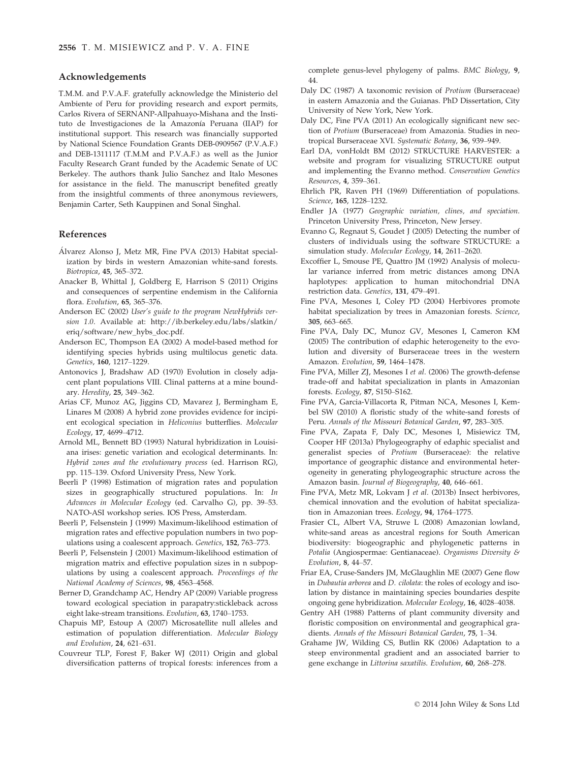## Acknowledgements

T.M.M. and P.V.A.F. gratefully acknowledge the Ministerio del Ambiente of Peru for providing research and export permits, Carlos Rivera of SERNANP-Allpahuayo-Mishana and the Instituto de Investigaciones de la Amazonía Peruana (IIAP) for institutional support. This research was financially supported by National Science Foundation Grants DEB-0909567 (P.V.A.F.) and DEB-1311117 (T.M.M and P.V.A.F.) as well as the Junior Faculty Research Grant funded by the Academic Senate of UC Berkeley. The authors thank Julio Sanchez and Italo Mesones for assistance in the field. The manuscript benefited greatly from the insightful comments of three anonymous reviewers, Benjamin Carter, Seth Kauppinen and Sonal Singhal.

## References

Álvarez Alonso J, Metz MR, Fine PVA (2013) Habitat specialization by birds in western Amazonian white-sand forests. *Biotropica*, **45**, 365–372.

Anacker B, Whittal J, Goldberg E, Harrison S (2011) Origins and consequences of serpentine endemism in the California flora. *Evolution*, **65**, 365–376.

Anderson EC (2002) *User's guide to the program NewHybrids version 1.0*. Available at: http://ib.berkeley.edu/labs/slatkin/eriq/software/new_hybs_doc.pdf.

Anderson EC, Thompson EA (2002) A model-based method for identifying species hybrids using multilocus genetic data. *Genetics*, **160**, 1217–1229.

Antonovics J, Bradshaw AD (1970) Evolution in closely adjacent plant populations VIII. Clinal patterns at a mine boundary. *Heredity*, **25**, 349–362.

Arias CF, Munoz AG, Jiggins CD, Mavarez J, Bermingham E, Linares M (2008) A hybrid zone provides evidence for incipient ecological speciation in *Heliconius* butterflies. *Molecular Ecology*, **17**, 4699–4712.

Arnold ML, Bennett BD (1993) Natural hybridization in Louisiana irises: genetic variation and ecological determinants. In: *Hybrid zones and the evolutionary process* (ed. Harrison RG), pp. 115–139. Oxford University Press, New York.

Beerli P (1998) Estimation of migration rates and population sizes in geographically structured populations. In: *In Advances in Molecular Ecology* (ed. Carvalho G), pp. 39–53. NATO-ASI workshop series. IOS Press, Amsterdam.

Beerli P, Felsenstein J (1999) Maximum-likelihood estimation of migration rates and effective population numbers in two populations using a coalescent approach. *Genetics*, **152**, 763–773.

Beerli P, Felsenstein J (2001) Maximum-likelihood estimation of migration matrix and effective population sizes in n subpopulations by using a coalescent approach. *Proceedings of the National Academy of Sciences*, **98**, 4563–4568.

Berner D, Grandchamp AC, Hendry AP (2009) Variable progress toward ecological speciation in parapatry:stickleback across eight lake-stream transitions. *Evolution*, **63**, 1740–1753.

Chapuis MP, Estoup A (2007) Microsatellite null alleles and estimation of population differentiation. *Molecular Biology and Evolution*, **24**, 621–631.

Couvreur TLP, Forest F, Baker WJ (2011) Origin and global diversification patterns of tropical forests: inferences from a complete genus-level phylogeny of palms. *BMC Biology*, **9**, 44.

Daly DC (1987) A taxonomic revision of *Protium* (Burseraceae) in eastern Amazonia and the Guianas. PhD Dissertation, City University of New York, New York.

Daly DC, Fine PVA (2011) An ecologically significant new section of *Protium* (Burseraceae) from Amazonia. Studies in neotropical Burseraceae XVI. *Systematic Botany*, **36**, 939–949.

Earl DA, vonHoldt BM (2012) STRUCTURE HARVESTER: a website and program for visualizing STRUCTURE output and implementing the Evanno method. *Conservation Genetics Resources*, **4**, 359–361.

Ehrlich PR, Raven PH (1969) Differentiation of populations. *Science*, **165**, 1228–1232.

Endler JA (1977) *Geographic variation, clines, and speciation*. Princeton University Press, Princeton, New Jersey.

Evanno G, Regnaut S, Goudet J (2005) Detecting the number of clusters of individuals using the software STRUCTURE: a simulation study. *Molecular Ecology*, **14**, 2611–2620.

Excoffier L, Smouse PE, Quattro JM (1992) Analysis of molecular variance inferred from metric distances among DNA haplotypes: application to human mitochondrial DNA restriction data. *Genetics*, **131**, 479–491.

Fine PVA, Mesones I, Coley PD (2004) Herbivores promote habitat specialization by trees in Amazonian forests. *Science*, **305**, 663–665.

Fine PVA, Daly DC, Munoz GV, Mesones I, Cameron KM (2005) The contribution of edaphic heterogeneity to the evolution and diversity of Burseraceae trees in the western Amazon. *Evolution*, **59**, 1464–1478.

Fine PVA, Miller ZJ, Mesones I *et al.* (2006) The growth-defense trade-off and habitat specialization in plants in Amazonian forests. *Ecology*, **87**, S150–S162.

Fine PVA, Garcia-Villacorta R, Pitman NCA, Mesones I, Kembel SW (2010) A floristic study of the white-sand forests of Peru. *Annals of the Missouri Botanical Garden*, **97**, 283–305.

Fine PVA, Zapata F, Daly DC, Mesones I, Misiewicz TM, Cooper HF (2013a) Phylogeography of edaphic specialist and generalist species of *Protium* (Burseraceae): the relative importance of geographic distance and environmental heterogeneity in generating phylogeographic structure across the Amazon basin. *Journal of Biogeography*, **40**, 646–661.

Fine PVA, Metz MR, Lokvam J *et al.* (2013b) Insect herbivores, chemical innovation and the evolution of habitat specialization in Amazonian trees. *Ecology*, **94**, 1764–1775.

Frasier CL, Albert VA, Struwe L (2008) Amazonian lowland, white-sand areas as ancestral regions for South American biodiversity: biogeographic and phylogenetic patterns in *Potalia* (Angiospermae: Gentianaceae). *Organisms Diversity & Evolution*, **8**, 44–57.

Friar EA, Cruse-Sanders JM, McGlaughlin ME (2007) Gene flow in *Dubautia arborea* and *D. ciliolata*: the roles of ecology and isolation by distance in maintaining species boundaries despite ongoing gene hybridization. *Molecular Ecology*, **16**, 4028–4038.

Gentry AH (1988) Patterns of plant community diversity and floristic composition on environmental and geographical gradients. *Annals of the Missouri Botanical Garden*, **75**, 1–34.

Grahame JW, Wilding CS, Butlin RK (2006) Adaptation to a steep environmental gradient and an associated barrier to gene exchange in *Littorina saxatilis*. *Evolution*, **60**, 268–278.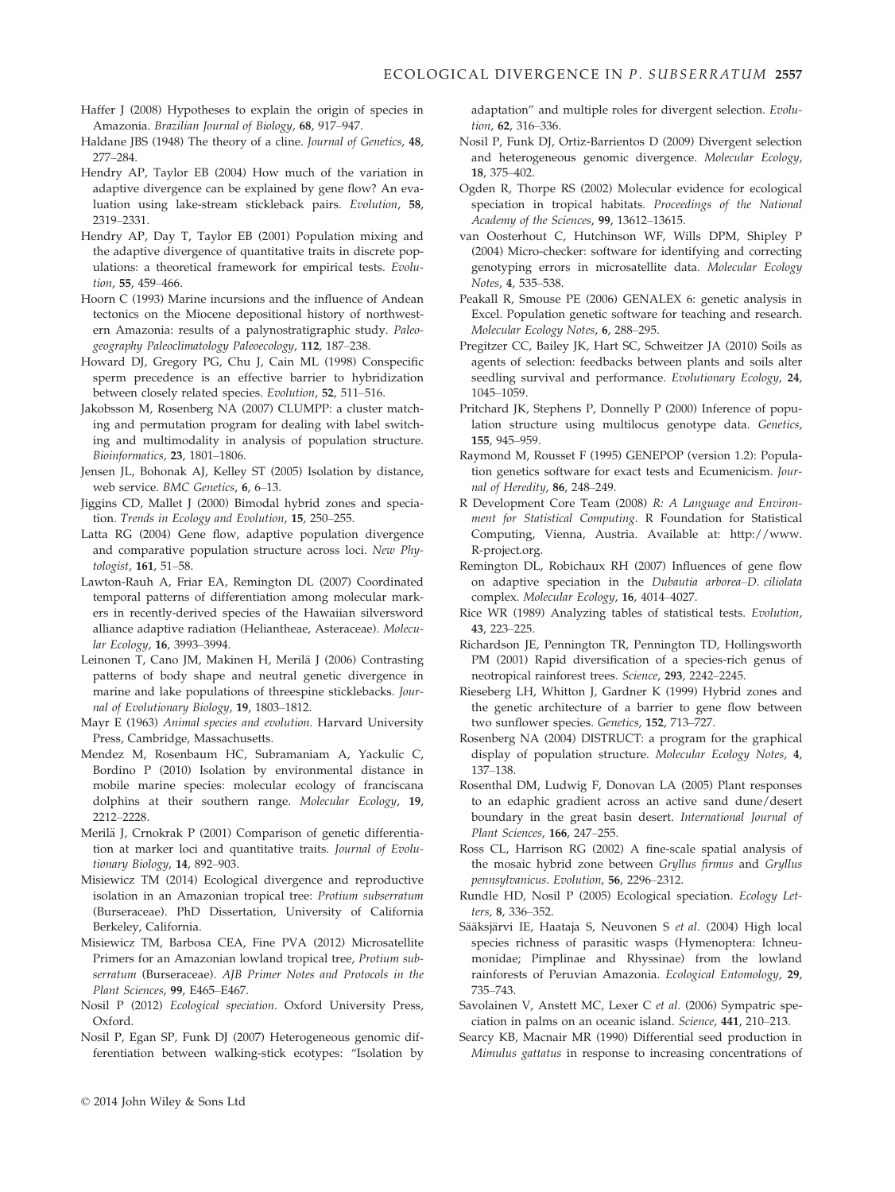Haffer J (2008) Hypotheses to explain the origin of species in Amazonia. *Brazilian Journal of Biology*, **68**, 917–947.

Haldane JBS (1948) The theory of a cline. *Journal of Genetics*, **48**, 277–284.

Hendry AP, Taylor EB (2004) How much of the variation in adaptive divergence can be explained by gene flow? An evaluation using lake-stream stickleback pairs. *Evolution*, **58**, 2319–2331.

Hendry AP, Day T, Taylor EB (2001) Population mixing and the adaptive divergence of quantitative traits in discrete populations: a theoretical framework for empirical tests. *Evolution*, **55**, 459–466.

Hoorn C (1993) Marine incursions and the influence of Andean tectonics on the Miocene depositional history of northwestern Amazonia: results of a palynostratigraphic study. *Paleogeography Paleoclimatology Paleoecology*, **112**, 187–238.

Howard DJ, Gregory PG, Chu J, Cain ML (1998) Conspecific sperm precedence is an effective barrier to hybridization between closely related species. *Evolution*, **52**, 511–516.

Jakobsson M, Rosenberg NA (2007) CLUMPP: a cluster matching and permutation program for dealing with label switching and multimodality in analysis of population structure. *Bioinformatics*, **23**, 1801–1806.

Jensen JL, Bohonak AJ, Kelley ST (2005) Isolation by distance, web service. *BMC Genetics*, **6**, 6–13.

Jiggins CD, Mallet J (2000) Bimodal hybrid zones and speciation. *Trends in Ecology and Evolution*, **15**, 250–255.

Latta RG (2004) Gene flow, adaptive population divergence and comparative population structure across loci. *New Phytologist*, **161**, 51–58.

Lawton-Rauh A, Friar EA, Remington DL (2007) Coordinated temporal patterns of differentiation among molecular markers in recently-derived species of the Hawaiian silversword alliance adaptive radiation (Heliantheae, Asteraceae). *Molecular Ecology*, **16**, 3993–3994.

Leinonen T, Cano JM, Makinen H, Merilä J (2006) Contrasting patterns of body shape and neutral genetic divergence in marine and lake populations of threespine sticklebacks. *Journal of Evolutionary Biology*, **19**, 1803–1812.

Mayr E (1963) *Animal species and evolution*. Harvard University Press, Cambridge, Massachusetts.

Mendez M, Rosenbaum HC, Subramaniam A, Yackulic C, Bordino P (2010) Isolation by environmental distance in mobile marine species: molecular ecology of franciscana dolphins at their southern range. *Molecular Ecology*, **19**, 2212–2228.

Merilä J, Crnokrak P (2001) Comparison of genetic differentiation at marker loci and quantitative traits. *Journal of Evolutionary Biology*, **14**, 892–903.

Misiewicz TM (2014) Ecological divergence and reproductive isolation in an Amazonian tropical tree: *Protium subserratum* (Burseraceae). PhD Dissertation, University of California Berkeley, California.

Misiewicz TM, Barbosa CEA, Fine PVA (2012) Microsatellite Primers for an Amazonian lowland tropical tree, *Protium subserratum* (Burseraceae). *AJB Primer Notes and Protocols in the Plant Sciences*, **99**, E465–E467.

Nosil P (2012) *Ecological speciation*. Oxford University Press, Oxford.

Nosil P, Egan SP, Funk DJ (2007) Heterogeneous genomic differentiation between walking-stick ecotypes: "Isolation by adaptation" and multiple roles for divergent selection. *Evolution*, **62**, 316–336.

Nosil P, Funk DJ, Ortiz-Barrientos D (2009) Divergent selection and heterogeneous genomic divergence. *Molecular Ecology*, **18**, 375–402.

Ogden R, Thorpe RS (2002) Molecular evidence for ecological speciation in tropical habitats. *Proceedings of the National Academy of the Sciences*, **99**, 13612–13615.

van Oosterhout C, Hutchinson WF, Wills DPM, Shipley P (2004) Micro-checker: software for identifying and correcting genotyping errors in microsatellite data. *Molecular Ecology Notes*, **4**, 535–538.

Peakall R, Smouse PE (2006) GENALEX 6: genetic analysis in Excel. Population genetic software for teaching and research. *Molecular Ecology Notes*, **6**, 288–295.

Pregitzer CC, Bailey JK, Hart SC, Schweitzer JA (2010) Soils as agents of selection: feedbacks between plants and soils alter seedling survival and performance. *Evolutionary Ecology*, **24**, 1045–1059.

Pritchard JK, Stephens P, Donnelly P (2000) Inference of population structure using multilocus genotype data. *Genetics*, **155**, 945–959.

Raymond M, Rousset F (1995) GENEPOP (version 1.2): Population genetics software for exact tests and Ecumenicism. *Journal of Heredity*, **86**, 248–249.

R Development Core Team (2008) *R: A Language and Environment for Statistical Computing*. R Foundation for Statistical Computing, Vienna, Austria. Available at: http://www.R-project.org.

Remington DL, Robichaux RH (2007) Influences of gene flow on adaptive speciation in the *Dubautia arborea–D. ciliolata* complex. *Molecular Ecology*, **16**, 4014–4027.

Rice WR (1989) Analyzing tables of statistical tests. *Evolution*, **43**, 223–225.

Richardson JE, Pennington TR, Pennington TD, Hollingsworth PM (2001) Rapid diversification of a species-rich genus of neotropical rainforest trees. *Science*, **293**, 2242–2245.

Rieseberg LH, Whitton J, Gardner K (1999) Hybrid zones and the genetic architecture of a barrier to gene flow between two sunflower species. *Genetics*, **152**, 713–727.

Rosenberg NA (2004) DISTRUCT: a program for the graphical display of population structure. *Molecular Ecology Notes*, **4**, 137–138.

Rosenthal DM, Ludwig F, Donovan LA (2005) Plant responses to an edaphic gradient across an active sand dune/desert boundary in the great basin desert. *International Journal of Plant Sciences*, **166**, 247–255.

Ross CL, Harrison RG (2002) A fine-scale spatial analysis of the mosaic hybrid zone between *Gryllus firmus* and *Gryllus pennsylvanicus*. *Evolution*, **56**, 2296–2312.

Rundle HD, Nosil P (2005) Ecological speciation. *Ecology Letters*, **8**, 336–352.

Sääksjärvi IE, Haataja S, Neuvonen S *et al.* (2004) High local species richness of parasitic wasps (Hymenoptera: Ichneumonidae; Pimplinae and Rhyssinae) from the lowland rainforests of Peruvian Amazonia. *Ecological Entomology*, **29**, 735–743.

Savolainen V, Anstett MC, Lexer C *et al.* (2006) Sympatric speciation in palms on an oceanic island. *Science*, **441**, 210–213.

Searcy KB, Macnair MR (1990) Differential seed production in *Mimulus gattatus* in response to increasing concentrations of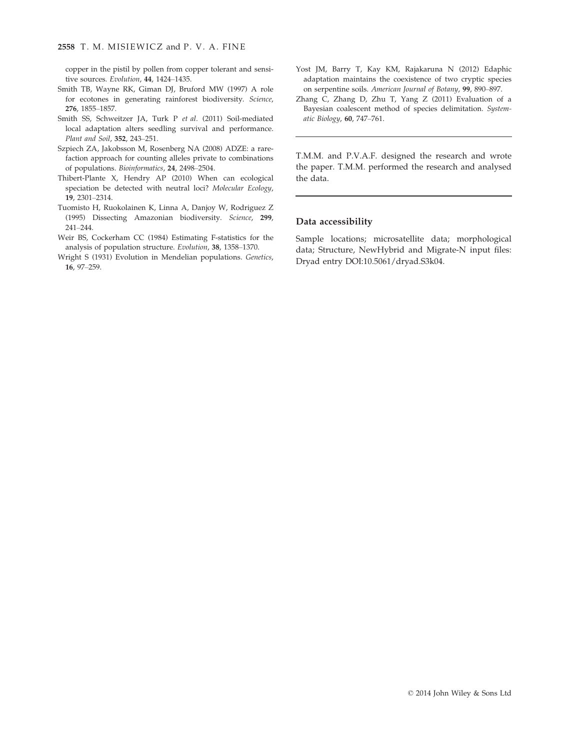copper in the pistil by pollen from copper tolerant and sensitive sources. *Evolution*, **44**, 1424–1435.

Smith TB, Wayne RK, Giman DJ, Bruford MW (1997) A role for ecotones in generating rainforest biodiversity. *Science*, **276**, 1855–1857.

Smith SS, Schweitzer JA, Turk P *et al.* (2011) Soil-mediated local adaptation alters seedling survival and performance. *Plant and Soil*, **352**, 243–251.

Szpiech ZA, Jakobsson M, Rosenberg NA (2008) ADZE: a rarefaction approach for counting alleles private to combinations of populations. *Bioinformatics*, **24**, 2498–2504.

Thibert-Plante X, Hendry AP (2010) When can ecological speciation be detected with neutral loci? *Molecular Ecology*, **19**, 2301–2314.

Tuomisto H, Ruokolainen K, Linna A, Danjoy W, Rodriguez Z (1995) Dissecting Amazonian biodiversity. *Science*, **299**, 241–244.

Weir BS, Cockerham CC (1984) Estimating F-statistics for the analysis of population structure. *Evolution*, **38**, 1358–1370.

Wright S (1931) Evolution in Mendelian populations. *Genetics*, **16**, 97–259.

Yost JM, Barry T, Kay KM, Rajakaruna N (2012) Edaphic adaptation maintains the coexistence of two cryptic species on serpentine soils. *American Journal of Botany*, **99**, 890–897.

Zhang C, Zhang D, Zhu T, Yang Z (2011) Evaluation of a Bayesian coalescent method of species delimitation. *Systematic Biology*, **60**, 747–761.

---

T.M.M. and P.V.A.F. designed the research and wrote the paper. T.M.M. performed the research and analysed the data.

---

## Data accessibility

Sample locations; microsatellite data; morphological data; Structure, NewHybrid and Migrate-N input files: Dryad entry DOI:10.5061/dryad.S3k04.